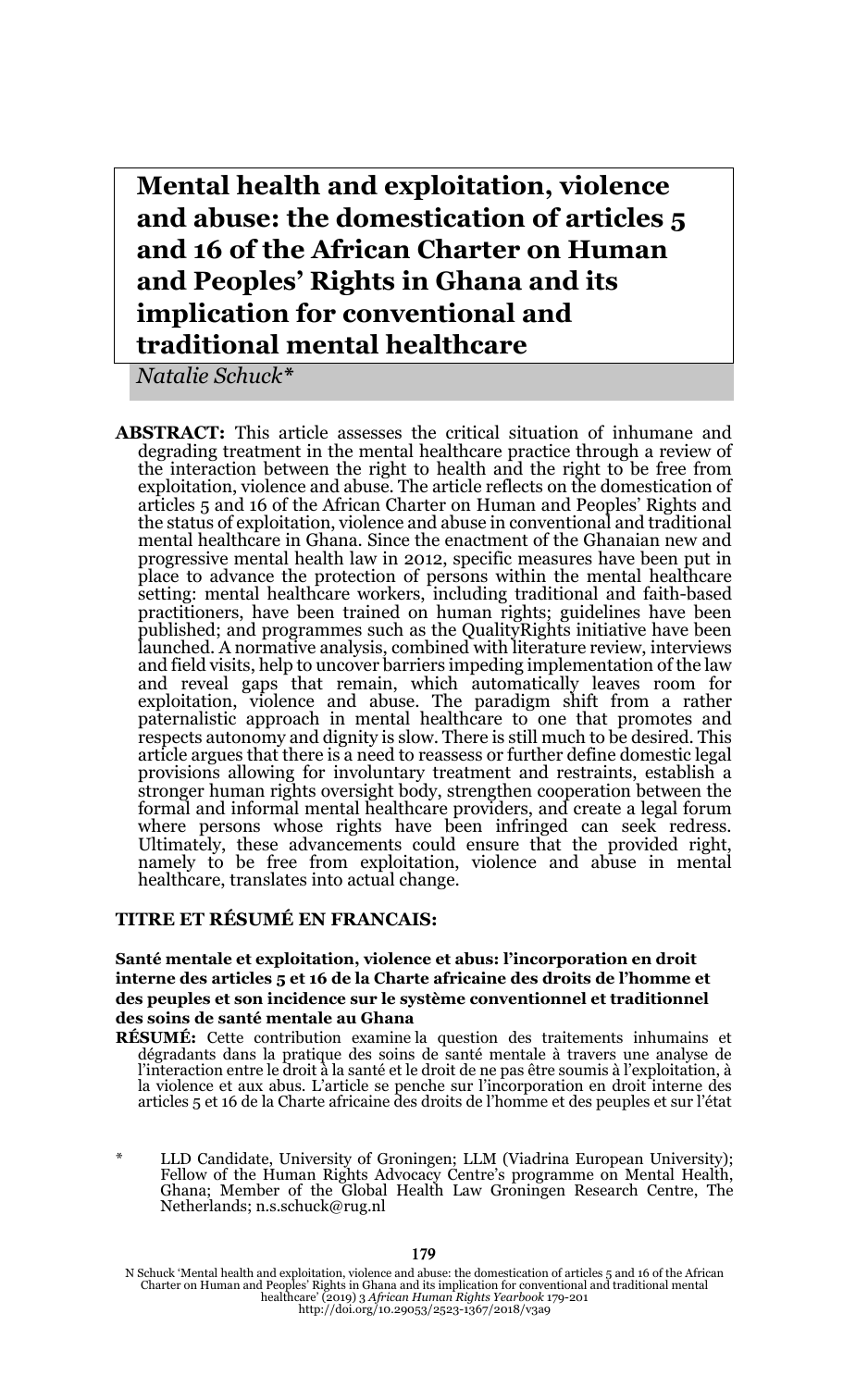# Mental health and exploitation, violence and abuse: the domestication of articles 5 and 16 of the African Charter on Human and Peoples' Rights in Ghana and its implication for conventional and traditional mental healthcare

*Natalie Schuck**

**ABSTRACT:** This article assesses the critical situation of inhumane and degrading treatment in the mental healthcare practice through a review of the interaction between the right to health and the right to be free from exploitation, violence and abuse. The article reflects on the domestication of articles 5 and 16 of the African Charter on Human and Peoples' Rights and the status of exploitation, violence and abuse in conventional and traditional mental healthcare in Ghana. Since the enactment of the Ghanaian new and progressive mental health law in 2012, specific measures have been put in place to advance the protection of persons within the mental healthcare setting: mental healthcare workers, including traditional and faith-based practitioners, have been trained on human rights; guidelines have been published; and programmes such as the QualityRights initiative have been launched. A normative analysis, combined with literature review, interviews and field visits, help to uncover barriers impeding implementation of the law and reveal gaps that remain, which automatically leaves room for exploitation, violence and abuse. The paradigm shift from a rather paternalistic approach in mental healthcare to one that promotes and respects autonomy and dignity is slow. There is still much to be desired. This article argues that there is a need to reassess or further define domestic legal provisions allowing for involuntary treatment and restraints, establish a stronger human rights oversight body, strengthen cooperation between the formal and informal mental healthcare providers, and create a legal forum where persons whose rights have been infringed can seek redress. Ultimately, these advancements could ensure that the provided right, namely to be free from exploitation, violence and abuse in mental healthcare, translates into actual change.

**TITRE ET RÉSUMÉ EN FRANCAIS:**

**Santé mentale et exploitation, violence et abus: l'incorporation en droit interne des articles 5 et 16 de la Charte africaine des droits de l'homme et des peuples et son incidence sur le système conventionnel et traditionnel des soins de santé mentale au Ghana**

**RÉSUMÉ:** Cette contribution examine la question des traitements inhumains et dégradants dans la pratique des soins de santé mentale à travers une analyse de l'interaction entre le droit à la santé et le droit de ne pas être soumis à l'exploitation, à la violence et aux abus. L'article se penche sur l'incorporation en droit interne des articles 5 et 16 de la Charte africaine des droits de l'homme et des peuples et sur l'état

\* LLD Candidate, University of Groningen; LLM (Viadrina European University); Fellow of the Human Rights Advocacy Centre's programme on Mental Health, Ghana; Member of the Global Health Law Groningen Research Centre, The Netherlands; n.s.schuck@rug.nl

N Schuck 'Mental health and exploitation, violence and abuse: the domestication of articles 5 and 16 of the African Charter on Human and Peoples' Rights in Ghana and its implication for conventional and traditional mental healthcare' (2019) 3 *African Human Rights Yearbook* 179-201
http://doi.org/10.29053/2523-1367/2018/v3a9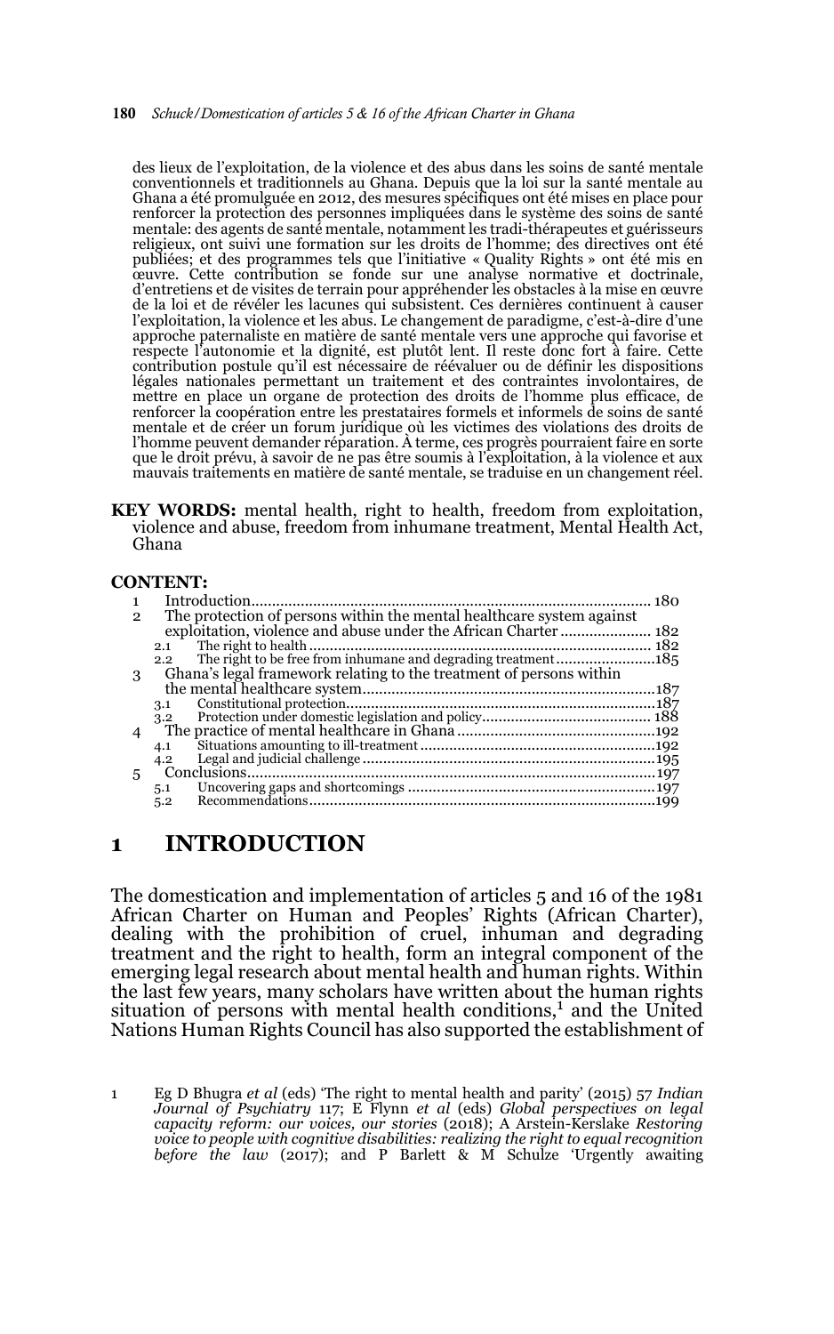des lieux de l'exploitation, de la violence et des abus dans les soins de santé mentale conventionnels et traditionnels au Ghana. Depuis que la loi sur la santé mentale au Ghana a été promulguée en 2012, des mesures spécifiques ont été mises en place pour renforcer la protection des personnes impliquées dans le système des soins de santé mentale: des agents de santé mentale, notamment les tradi-thérapeutes et guérisseurs religieux, ont suivi une formation sur les droits de l'homme; des directives ont été publiées; et des programmes tels que l'initiative « Quality Rights » ont été mis en œuvre. Cette contribution se fonde sur une analyse normative et doctrinale, d'entretiens et de visites de terrain pour appréhender les obstacles à la mise en œuvre de la loi et de révéler les lacunes qui subsistent. Ces dernières continuent à causer l'exploitation, la violence et les abus. Le changement de paradigme, c'est-à-dire d'une approche paternaliste en matière de santé mentale vers une approche qui favorise et respecte l'autonomie et la dignité, est plutôt lent. Il reste donc fort à faire. Cette contribution postule qu'il est nécessaire de réévaluer ou de définir les dispositions légales nationales permettant un traitement et des contraintes involontaires, de mettre en place un organe de protection des droits de l'homme plus efficace, de renforcer la coopération entre les prestataires formels et informels de soins de santé mentale et de créer un forum juridique où les victimes des violations des droits de l'homme peuvent demander réparation. À terme, ces progrès pourraient faire en sorte que le droit prévu, à savoir de ne pas être soumis à l'exploitation, à la violence et aux mauvais traitements en matière de santé mentale, se traduise en un changement réel.

**KEY WORDS:** mental health, right to health, freedom from exploitation, violence and abuse, freedom from inhumane treatment, Mental Health Act, Ghana

**CONTENT:**

1 Introduction .......... 180
2 The protection of persons within the mental healthcare system against exploitation, violence and abuse under the African Charter .......... 182
  2.1 The right to health .......... 182
  2.2 The right to be free from inhumane and degrading treatment .......... 185
3 Ghana's legal framework relating to the treatment of persons within the mental healthcare system .......... 187
  3.1 Constitutional protection .......... 187
  3.2 Protection under domestic legislation and policy .......... 188
4 The practice of mental healthcare in Ghana .......... 192
  4.1 Situations amounting to ill-treatment .......... 192
  4.2 Legal and judicial challenge .......... 195
5 Conclusions .......... 197
  5.1 Uncovering gaps and shortcomings .......... 197
  5.2 Recommendations .......... 199

# 1 INTRODUCTION

The domestication and implementation of articles 5 and 16 of the 1981 African Charter on Human and Peoples' Rights (African Charter), dealing with the prohibition of cruel, inhuman and degrading treatment and the right to health, form an integral component of the emerging legal research about mental health and human rights. Within the last few years, many scholars have written about the human rights situation of persons with mental health conditions,[1] and the United Nations Human Rights Council has also supported the establishment of

1 Eg D Bhugra *et al* (eds) 'The right to mental health and parity' (2015) 57 *Indian Journal of Psychiatry* 117; E Flynn *et al* (eds) *Global perspectives on legal capacity reform: our voices, our stories* (2018); A Arstein-Kerslake *Restoring voice to people with cognitive disabilities: realizing the right to equal recognition before the law* (2017); and P Barlett & M Schulze 'Urgently awaiting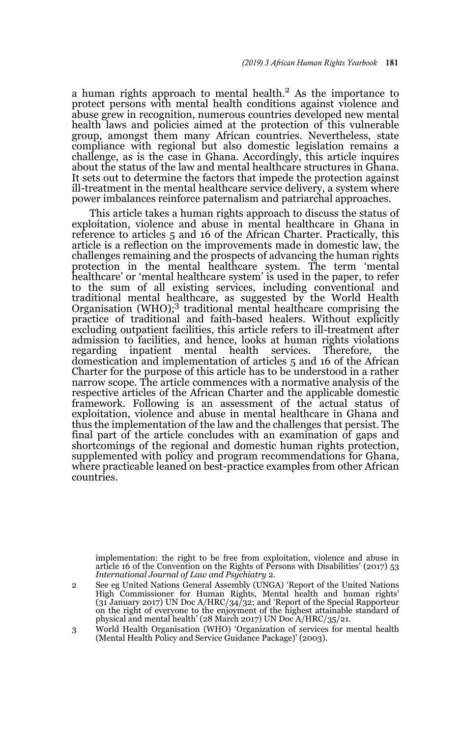a human rights approach to mental health.[2] As the importance to protect persons with mental health conditions against violence and abuse grew in recognition, numerous countries developed new mental health laws and policies aimed at the protection of this vulnerable group, amongst them many African countries. Nevertheless, state compliance with regional but also domestic legislation remains a challenge, as is the case in Ghana. Accordingly, this article inquires about the status of the law and mental healthcare structures in Ghana. It sets out to determine the factors that impede the protection against ill-treatment in the mental healthcare service delivery, a system where power imbalances reinforce paternalism and patriarchal approaches.

This article takes a human rights approach to discuss the status of exploitation, violence and abuse in mental healthcare in Ghana in reference to articles 5 and 16 of the African Charter. Practically, this article is a reflection on the improvements made in domestic law, the challenges remaining and the prospects of advancing the human rights protection in the mental healthcare system. The term 'mental healthcare' or 'mental healthcare system' is used in the paper, to refer to the sum of all existing services, including conventional and traditional mental healthcare, as suggested by the World Health Organisation (WHO);[3] traditional mental healthcare comprising the practice of traditional and faith-based healers. Without explicitly excluding outpatient facilities, this article refers to ill-treatment after admission to facilities, and hence, looks at human rights violations regarding inpatient mental health services. Therefore, the domestication and implementation of articles 5 and 16 of the African Charter for the purpose of this article has to be understood in a rather narrow scope. The article commences with a normative analysis of the respective articles of the African Charter and the applicable domestic framework. Following is an assessment of the actual status of exploitation, violence and abuse in mental healthcare in Ghana and thus the implementation of the law and the challenges that persist. The final part of the article concludes with an examination of gaps and shortcomings of the regional and domestic human rights protection, supplemented with policy and program recommendations for Ghana, where practicable leaned on best-practice examples from other African countries.

implementation: the right to be free from exploitation, violence and abuse in article 16 of the Convention on the Rights of Persons with Disabilities' (2017) 53 *International Journal of Law and Psychiatry* 2.

2 See eg United Nations General Assembly (UNGA) 'Report of the United Nations High Commissioner for Human Rights, Mental health and human rights' (31 January 2017) UN Doc A/HRC/34/32; and 'Report of the Special Rapporteur on the right of everyone to the enjoyment of the highest attainable standard of physical and mental health' (28 March 2017) UN Doc A/HRC/35/21.

3 World Health Organisation (WHO) 'Organization of services for mental health (Mental Health Policy and Service Guidance Package)' (2003).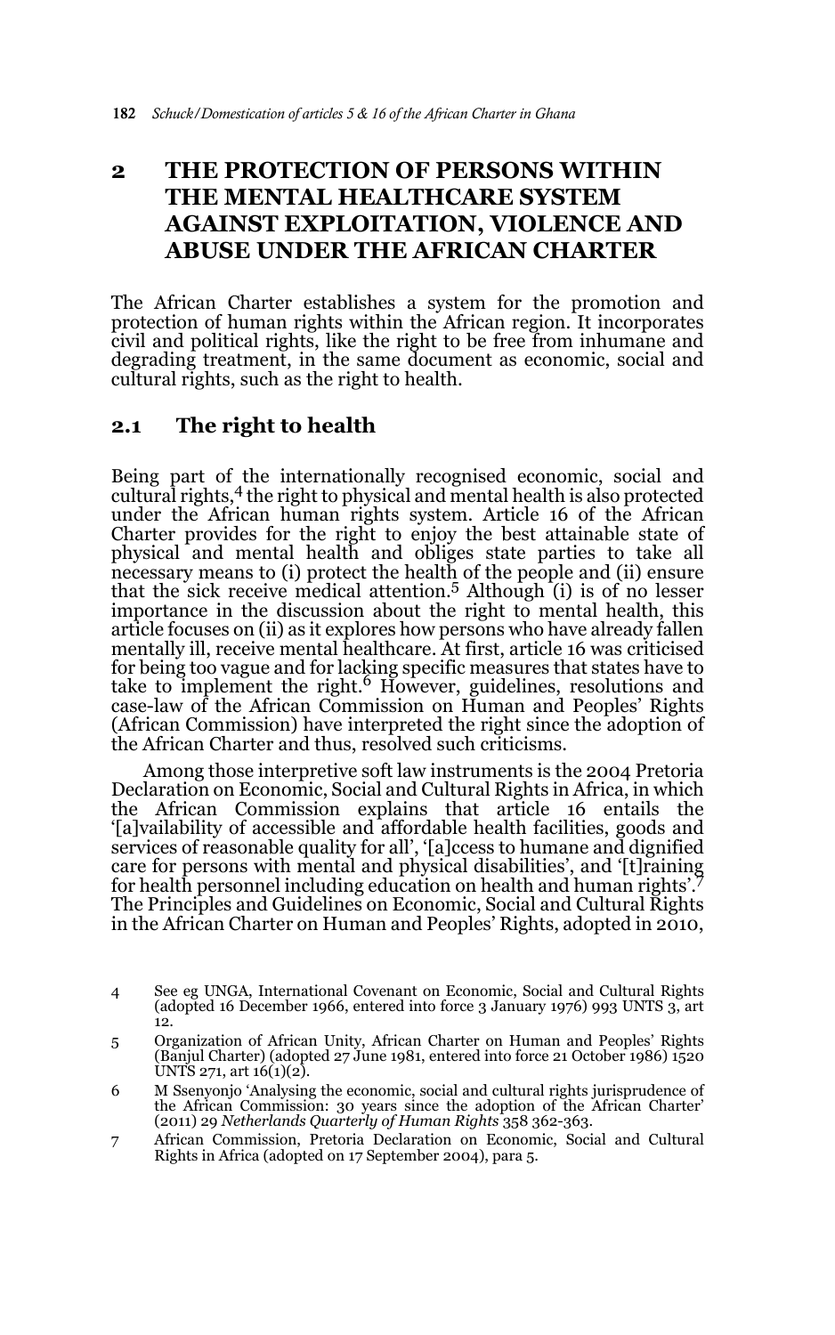## 2 THE PROTECTION OF PERSONS WITHIN THE MENTAL HEALTHCARE SYSTEM AGAINST EXPLOITATION, VIOLENCE AND ABUSE UNDER THE AFRICAN CHARTER

The African Charter establishes a system for the promotion and protection of human rights within the African region. It incorporates civil and political rights, like the right to be free from inhumane and degrading treatment, in the same document as economic, social and cultural rights, such as the right to health.

### 2.1 The right to health

Being part of the internationally recognised economic, social and cultural rights,[4] the right to physical and mental health is also protected under the African human rights system. Article 16 of the African Charter provides for the right to enjoy the best attainable state of physical and mental health and obliges state parties to take all necessary means to (i) protect the health of the people and (ii) ensure that the sick receive medical attention.[5] Although (i) is of no lesser importance in the discussion about the right to mental health, this article focuses on (ii) as it explores how persons who have already fallen mentally ill, receive mental healthcare. At first, article 16 was criticised for being too vague and for lacking specific measures that states have to take to implement the right.[6] However, guidelines, resolutions and case-law of the African Commission on Human and Peoples' Rights (African Commission) have interpreted the right since the adoption of the African Charter and thus, resolved such criticisms.

Among those interpretive soft law instruments is the 2004 Pretoria Declaration on Economic, Social and Cultural Rights in Africa, in which the African Commission explains that article 16 entails the '[a]vailability of accessible and affordable health facilities, goods and services of reasonable quality for all', '[a]ccess to humane and dignified care for persons with mental and physical disabilities', and '[t]raining for health personnel including education on health and human rights'.[7] The Principles and Guidelines on Economic, Social and Cultural Rights in the African Charter on Human and Peoples' Rights, adopted in 2010,

---

4 See eg UNGA, International Covenant on Economic, Social and Cultural Rights (adopted 16 December 1966, entered into force 3 January 1976) 993 UNTS 3, art 12.

5 Organization of African Unity, African Charter on Human and Peoples' Rights (Banjul Charter) (adopted 27 June 1981, entered into force 21 October 1986) 1520 UNTS 271, art 16(1)(2).

6 M Ssenyonjo 'Analysing the economic, social and cultural rights jurisprudence of the African Commission: 30 years since the adoption of the African Charter' (2011) 29 *Netherlands Quarterly of Human Rights* 358 362-363.

7 African Commission, Pretoria Declaration on Economic, Social and Cultural Rights in Africa (adopted on 17 September 2004), para 5.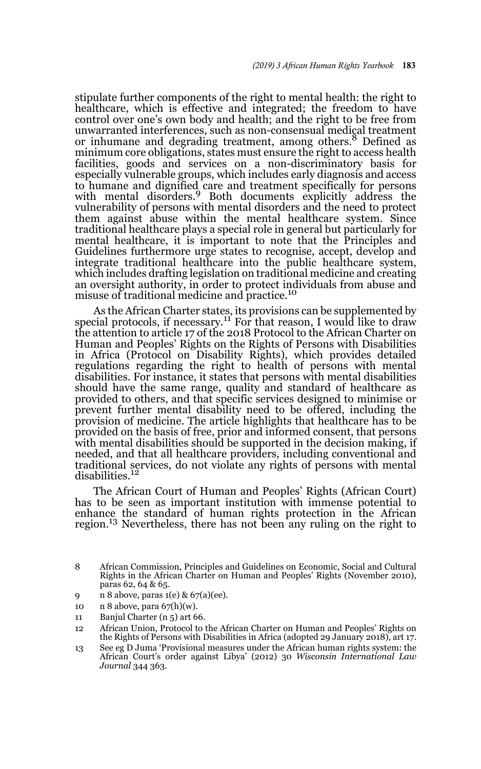stipulate further components of the right to mental health: the right to healthcare, which is effective and integrated; the freedom to have control over one's own body and health; and the right to be free from unwarranted interferences, such as non-consensual medical treatment or inhumane and degrading treatment, among others.[8] Defined as minimum core obligations, states must ensure the right to access health facilities, goods and services on a non-discriminatory basis for especially vulnerable groups, which includes early diagnosis and access to humane and dignified care and treatment specifically for persons with mental disorders.[9] Both documents explicitly address the vulnerability of persons with mental disorders and the need to protect them against abuse within the mental healthcare system. Since traditional healthcare plays a special role in general but particularly for mental healthcare, it is important to note that the Principles and Guidelines furthermore urge states to recognise, accept, develop and integrate traditional healthcare into the public healthcare system, which includes drafting legislation on traditional medicine and creating an oversight authority, in order to protect individuals from abuse and misuse of traditional medicine and practice.[10]

As the African Charter states, its provisions can be supplemented by special protocols, if necessary.[11] For that reason, I would like to draw the attention to article 17 of the 2018 Protocol to the African Charter on Human and Peoples' Rights on the Rights of Persons with Disabilities in Africa (Protocol on Disability Rights), which provides detailed regulations regarding the right to health of persons with mental disabilities. For instance, it states that persons with mental disabilities should have the same range, quality and standard of healthcare as provided to others, and that specific services designed to minimise or prevent further mental disability need to be offered, including the provision of medicine. The article highlights that healthcare has to be provided on the basis of free, prior and informed consent, that persons with mental disabilities should be supported in the decision making, if needed, and that all healthcare providers, including conventional and traditional services, do not violate any rights of persons with mental disabilities.[12]

The African Court of Human and Peoples' Rights (African Court) has to be seen as important institution with immense potential to enhance the standard of human rights protection in the African region.[13] Nevertheless, there has not been any ruling on the right to

8 African Commission, Principles and Guidelines on Economic, Social and Cultural Rights in the African Charter on Human and Peoples' Rights (November 2010), paras 62, 64 & 65.

9 n 8 above, paras 1(e) & 67(a)(ee).

10 n 8 above, para 67(h)(w).

11 Banjul Charter (n 5) art 66.

12 African Union, Protocol to the African Charter on Human and Peoples' Rights on the Rights of Persons with Disabilities in Africa (adopted 29 January 2018), art 17.

13 See eg D Juma 'Provisional measures under the African human rights system: the African Court's order against Libya' (2012) 30 *Wisconsin International Law Journal* 344 363.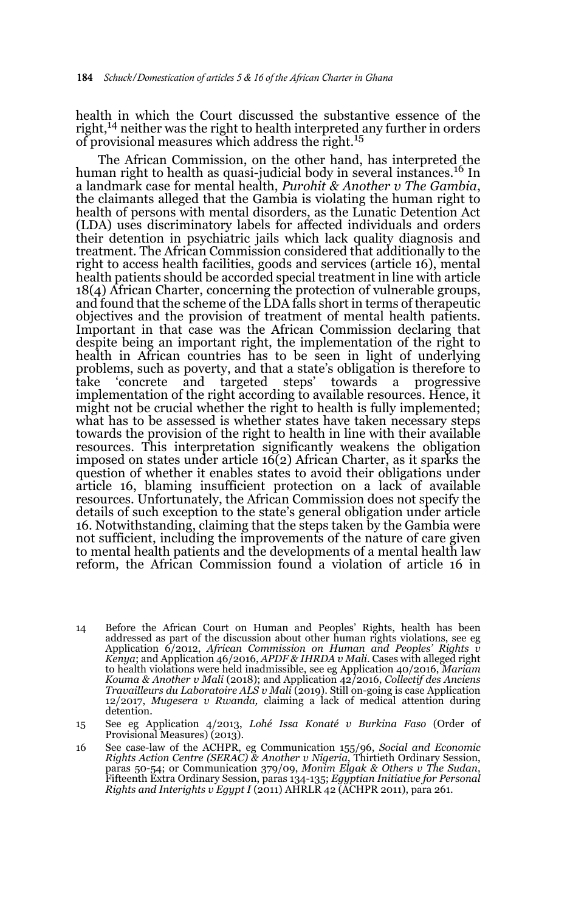health in which the Court discussed the substantive essence of the right,[14] neither was the right to health interpreted any further in orders of provisional measures which address the right.[15]

The African Commission, on the other hand, has interpreted the human right to health as quasi-judicial body in several instances.[16] In a landmark case for mental health, *Purohit & Another v The Gambia*, the claimants alleged that the Gambia is violating the human right to health of persons with mental disorders, as the Lunatic Detention Act (LDA) uses discriminatory labels for affected individuals and orders their detention in psychiatric jails which lack quality diagnosis and treatment. The African Commission considered that additionally to the right to access health facilities, goods and services (article 16), mental health patients should be accorded special treatment in line with article 18(4) African Charter, concerning the protection of vulnerable groups, and found that the scheme of the LDA falls short in terms of therapeutic objectives and the provision of treatment of mental health patients. Important in that case was the African Commission declaring that despite being an important right, the implementation of the right to health in African countries has to be seen in light of underlying problems, such as poverty, and that a state's obligation is therefore to take 'concrete and targeted steps' towards a progressive implementation of the right according to available resources. Hence, it might not be crucial whether the right to health is fully implemented; what has to be assessed is whether states have taken necessary steps towards the provision of the right to health in line with their available resources. This interpretation significantly weakens the obligation imposed on states under article 16(2) African Charter, as it sparks the question of whether it enables states to avoid their obligations under article 16, blaming insufficient protection on a lack of available resources. Unfortunately, the African Commission does not specify the details of such exception to the state's general obligation under article 16. Notwithstanding, claiming that the steps taken by the Gambia were not sufficient, including the improvements of the nature of care given to mental health patients and the developments of a mental health law reform, the African Commission found a violation of article 16 in

14 Before the African Court on Human and Peoples' Rights, health has been addressed as part of the discussion about other human rights violations, see eg Application 6/2012, *African Commission on Human and Peoples' Rights v Kenya*; and Application 46/2016, *APDF & IHRDA v Mali*. Cases with alleged right to health violations were held inadmissible, see eg Application 40/2016, *Mariam Kouma & Another v Mali* (2018); and Application 42/2016, *Collectif des Anciens Travailleurs du Laboratoire ALS v Mali* (2019). Still on-going is case Application 12/2017, *Mugesera v Rwanda,* claiming a lack of medical attention during detention.

15 See eg Application 4/2013, *Lohé Issa Konaté v Burkina Faso* (Order of Provisional Measures) (2013).

16 See case-law of the ACHPR, eg Communication 155/96, *Social and Economic Rights Action Centre (SERAC) & Another v Nigeria*, Thirtieth Ordinary Session, paras 50-54; or Communication 379/09, *Monim Elgak & Others v The Sudan*, Fifteenth Extra Ordinary Session, paras 134-135; *Egyptian Initiative for Personal Rights and Interights v Egypt I* (2011) AHRLR 42 (ACHPR 2011), para 261.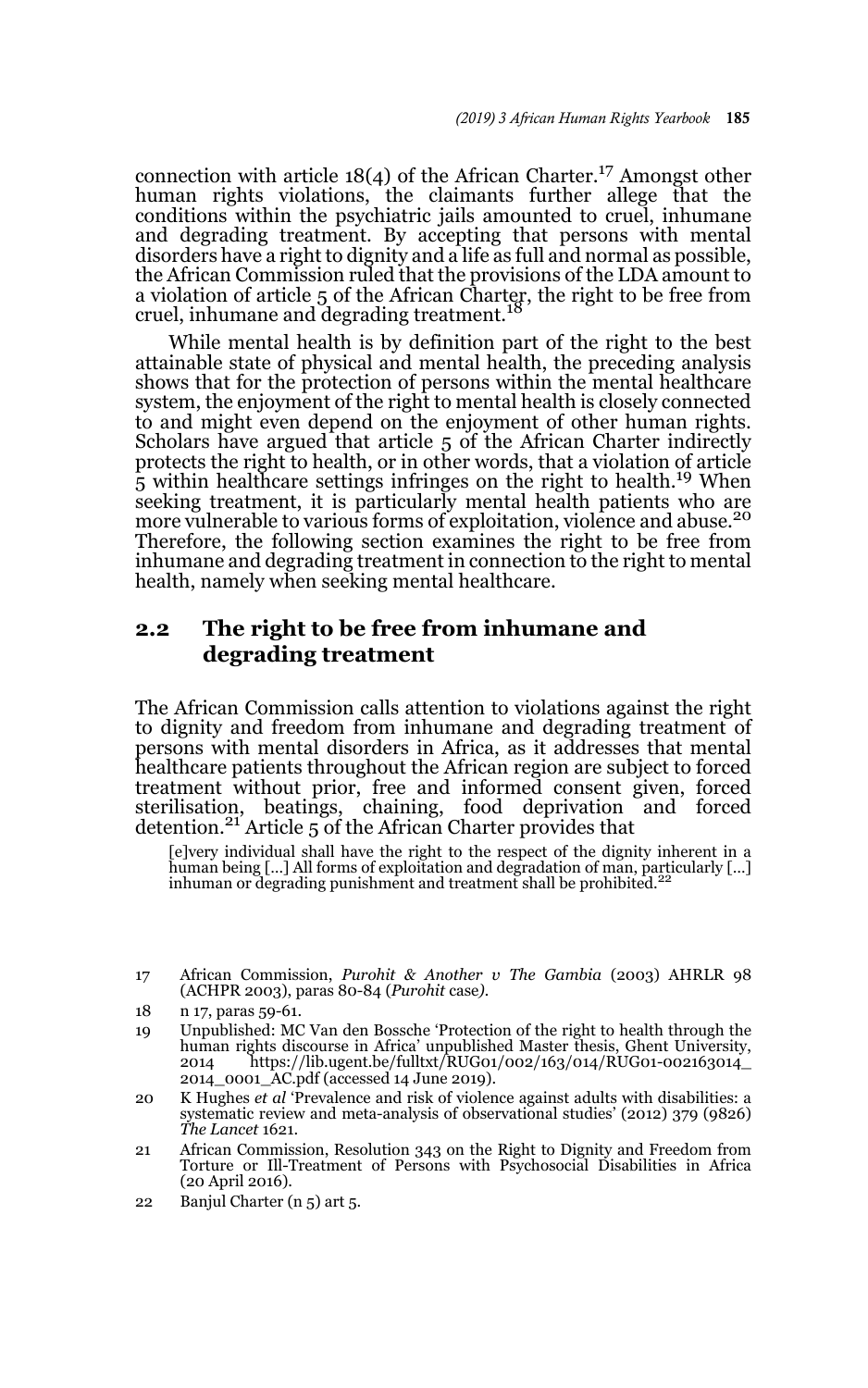connection with article 18(4) of the African Charter.[17] Amongst other human rights violations, the claimants further allege that the conditions within the psychiatric jails amounted to cruel, inhumane and degrading treatment. By accepting that persons with mental disorders have a right to dignity and a life as full and normal as possible, the African Commission ruled that the provisions of the LDA amount to a violation of article 5 of the African Charter, the right to be free from cruel, inhumane and degrading treatment.[18]

While mental health is by definition part of the right to the best attainable state of physical and mental health, the preceding analysis shows that for the protection of persons within the mental healthcare system, the enjoyment of the right to mental health is closely connected to and might even depend on the enjoyment of other human rights. Scholars have argued that article 5 of the African Charter indirectly protects the right to health, or in other words, that a violation of article 5 within healthcare settings infringes on the right to health.[19] When seeking treatment, it is particularly mental health patients who are more vulnerable to various forms of exploitation, violence and abuse.[20] Therefore, the following section examines the right to be free from inhumane and degrading treatment in connection to the right to mental health, namely when seeking mental healthcare.

## 2.2 The right to be free from inhumane and degrading treatment

The African Commission calls attention to violations against the right to dignity and freedom from inhumane and degrading treatment of persons with mental disorders in Africa, as it addresses that mental healthcare patients throughout the African region are subject to forced treatment without prior, free and informed consent given, forced sterilisation, beatings, chaining, food deprivation and forced detention.[21] Article 5 of the African Charter provides that

> [e]very individual shall have the right to the respect of the dignity inherent in a human being [...] All forms of exploitation and degradation of man, particularly [...] inhuman or degrading punishment and treatment shall be prohibited.[22]

---

17 African Commission, *Purohit & Another v The Gambia* (2003) AHRLR 98 (ACHPR 2003), paras 80-84 (*Purohit* case).

18 n 17, paras 59-61.

19 Unpublished: MC Van den Bossche 'Protection of the right to health through the human rights discourse in Africa' unpublished Master thesis, Ghent University, 2014 https://lib.ugent.be/fulltxt/RUG01/002/163/014/RUG01-002163014_2014_0001_AC.pdf (accessed 14 June 2019).

20 K Hughes *et al* 'Prevalence and risk of violence against adults with disabilities: a systematic review and meta-analysis of observational studies' (2012) 379 (9826) *The Lancet* 1621.

21 African Commission, Resolution 343 on the Right to Dignity and Freedom from Torture or Ill-Treatment of Persons with Psychosocial Disabilities in Africa (20 April 2016).

22 Banjul Charter (n 5) art 5.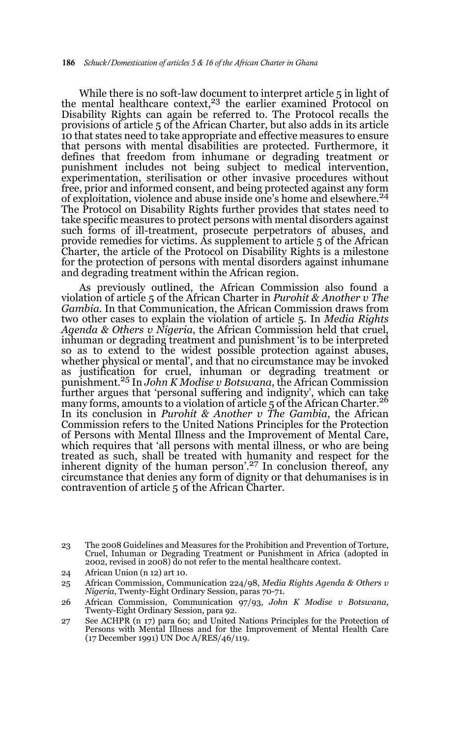While there is no soft-law document to interpret article 5 in light of the mental healthcare context,[23] the earlier examined Protocol on Disability Rights can again be referred to. The Protocol recalls the provisions of article 5 of the African Charter, but also adds in its article 10 that states need to take appropriate and effective measures to ensure that persons with mental disabilities are protected. Furthermore, it defines that freedom from inhumane or degrading treatment or punishment includes not being subject to medical intervention, experimentation, sterilisation or other invasive procedures without free, prior and informed consent, and being protected against any form of exploitation, violence and abuse inside one's home and elsewhere.[24] The Protocol on Disability Rights further provides that states need to take specific measures to protect persons with mental disorders against such forms of ill-treatment, prosecute perpetrators of abuses, and provide remedies for victims. As supplement to article 5 of the African Charter, the article of the Protocol on Disability Rights is a milestone for the protection of persons with mental disorders against inhumane and degrading treatment within the African region.

As previously outlined, the African Commission also found a violation of article 5 of the African Charter in *Purohit & Another v The Gambia*. In that Communication, the African Commission draws from two other cases to explain the violation of article 5. In *Media Rights Agenda & Others v Nigeria*, the African Commission held that cruel, inhuman or degrading treatment and punishment 'is to be interpreted so as to extend to the widest possible protection against abuses, whether physical or mental', and that no circumstance may be invoked as justification for cruel, inhuman or degrading treatment or punishment.[25] In *John K Modise v Botswana*, the African Commission further argues that 'personal suffering and indignity', which can take many forms, amounts to a violation of article 5 of the African Charter.[26] In its conclusion in *Purohit & Another v The Gambia*, the African Commission refers to the United Nations Principles for the Protection of Persons with Mental Illness and the Improvement of Mental Care, which requires that 'all persons with mental illness, or who are being treated as such, shall be treated with humanity and respect for the inherent dignity of the human person'.[27] In conclusion thereof, any circumstance that denies any form of dignity or that dehumanises is in contravention of article 5 of the African Charter.

---

23 The 2008 Guidelines and Measures for the Prohibition and Prevention of Torture, Cruel, Inhuman or Degrading Treatment or Punishment in Africa (adopted in 2002, revised in 2008) do not refer to the mental healthcare context.

24 African Union (n 12) art 10.

25 African Commission, Communication 224/98, *Media Rights Agenda & Others v Nigeria*, Twenty-Eight Ordinary Session, paras 70-71.

26 African Commission, Communication 97/93, *John K Modise v Botswana*, Twenty-Eight Ordinary Session, para 92.

27 See ACHPR (n 17) para 60; and United Nations Principles for the Protection of Persons with Mental Illness and for the Improvement of Mental Health Care (17 December 1991) UN Doc A/RES/46/119.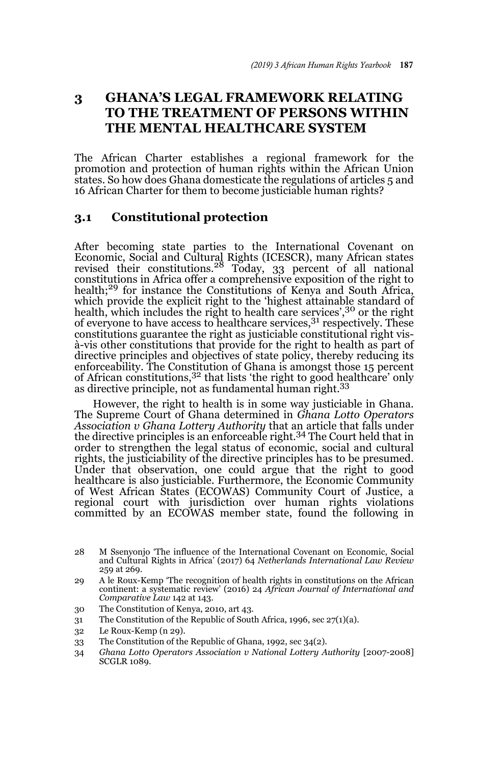## 3 GHANA'S LEGAL FRAMEWORK RELATING TO THE TREATMENT OF PERSONS WITHIN THE MENTAL HEALTHCARE SYSTEM

The African Charter establishes a regional framework for the promotion and protection of human rights within the African Union states. So how does Ghana domesticate the regulations of articles 5 and 16 African Charter for them to become justiciable human rights?

### 3.1 Constitutional protection

After becoming state parties to the International Covenant on Economic, Social and Cultural Rights (ICESCR), many African states revised their constitutions.[28] Today, 33 percent of all national constitutions in Africa offer a comprehensive exposition of the right to health;[29] for instance the Constitutions of Kenya and South Africa, which provide the explicit right to the 'highest attainable standard of health, which includes the right to health care services',[30] or the right of everyone to have access to healthcare services,[31] respectively. These constitutions guarantee the right as justiciable constitutional right vis-à-vis other constitutions that provide for the right to health as part of directive principles and objectives of state policy, thereby reducing its enforceability. The Constitution of Ghana is amongst those 15 percent of African constitutions,[32] that lists 'the right to good healthcare' only as directive principle, not as fundamental human right.[33]

However, the right to health is in some way justiciable in Ghana. The Supreme Court of Ghana determined in *Ghana Lotto Operators Association v Ghana Lottery Authority* that an article that falls under the directive principles is an enforceable right.[34] The Court held that in order to strengthen the legal status of economic, social and cultural rights, the justiciability of the directive principles has to be presumed. Under that observation, one could argue that the right to good healthcare is also justiciable. Furthermore, the Economic Community of West African States (ECOWAS) Community Court of Justice, a regional court with jurisdiction over human rights violations committed by an ECOWAS member state, found the following in

---

28 M Ssenyonjo 'The influence of the International Covenant on Economic, Social and Cultural Rights in Africa' (2017) 64 *Netherlands International Law Review* 259 at 269.

29 A le Roux-Kemp 'The recognition of health rights in constitutions on the African continent: a systematic review' (2016) 24 *African Journal of International and Comparative Law* 142 at 143.

30 The Constitution of Kenya, 2010, art 43.

31 The Constitution of the Republic of South Africa, 1996, sec 27(1)(a).

32 Le Roux-Kemp (n 29).

33 The Constitution of the Republic of Ghana, 1992, sec 34(2).

34 *Ghana Lotto Operators Association v National Lottery Authority* [2007-2008] SCGLR 1089.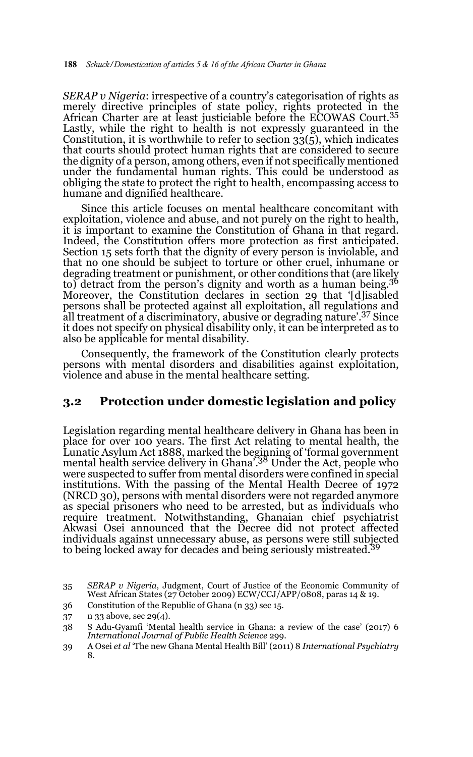*SERAP v Nigeria*: irrespective of a country's categorisation of rights as merely directive principles of state policy, rights protected in the African Charter are at least justiciable before the ECOWAS Court.[35] Lastly, while the right to health is not expressly guaranteed in the Constitution, it is worthwhile to refer to section 33(5), which indicates that courts should protect human rights that are considered to secure the dignity of a person, among others, even if not specifically mentioned under the fundamental human rights. This could be understood as obliging the state to protect the right to health, encompassing access to humane and dignified healthcare.

Since this article focuses on mental healthcare concomitant with exploitation, violence and abuse, and not purely on the right to health, it is important to examine the Constitution of Ghana in that regard. Indeed, the Constitution offers more protection as first anticipated. Section 15 sets forth that the dignity of every person is inviolable, and that no one should be subject to torture or other cruel, inhumane or degrading treatment or punishment, or other conditions that (are likely to) detract from the person's dignity and worth as a human being.[36] Moreover, the Constitution declares in section 29 that '[d]isabled persons shall be protected against all exploitation, all regulations and all treatment of a discriminatory, abusive or degrading nature'.[37] Since it does not specify on physical disability only, it can be interpreted as to also be applicable for mental disability.

Consequently, the framework of the Constitution clearly protects persons with mental disorders and disabilities against exploitation, violence and abuse in the mental healthcare setting.

## 3.2 Protection under domestic legislation and policy

Legislation regarding mental healthcare delivery in Ghana has been in place for over 100 years. The first Act relating to mental health, the Lunatic Asylum Act 1888, marked the beginning of 'formal government mental health service delivery in Ghana'.[38] Under the Act, people who were suspected to suffer from mental disorders were confined in special institutions. With the passing of the Mental Health Decree of 1972 (NRCD 30), persons with mental disorders were not regarded anymore as special prisoners who need to be arrested, but as individuals who require treatment. Notwithstanding, Ghanaian chief psychiatrist Akwasi Osei announced that the Decree did not protect affected individuals against unnecessary abuse, as persons were still subjected to being locked away for decades and being seriously mistreated.[39]

35 *SERAP v Nigeria*, Judgment, Court of Justice of the Economic Community of West African States (27 October 2009) ECW/CCJ/APP/0808, paras 14 & 19.

36 Constitution of the Republic of Ghana (n 33) sec 15.

37 n 33 above, sec 29(4).

38 S Adu-Gyamfi 'Mental health service in Ghana: a review of the case' (2017) 6 *International Journal of Public Health Science* 299.

39 A Osei *et al* 'The new Ghana Mental Health Bill' (2011) 8 *International Psychiatry* 8.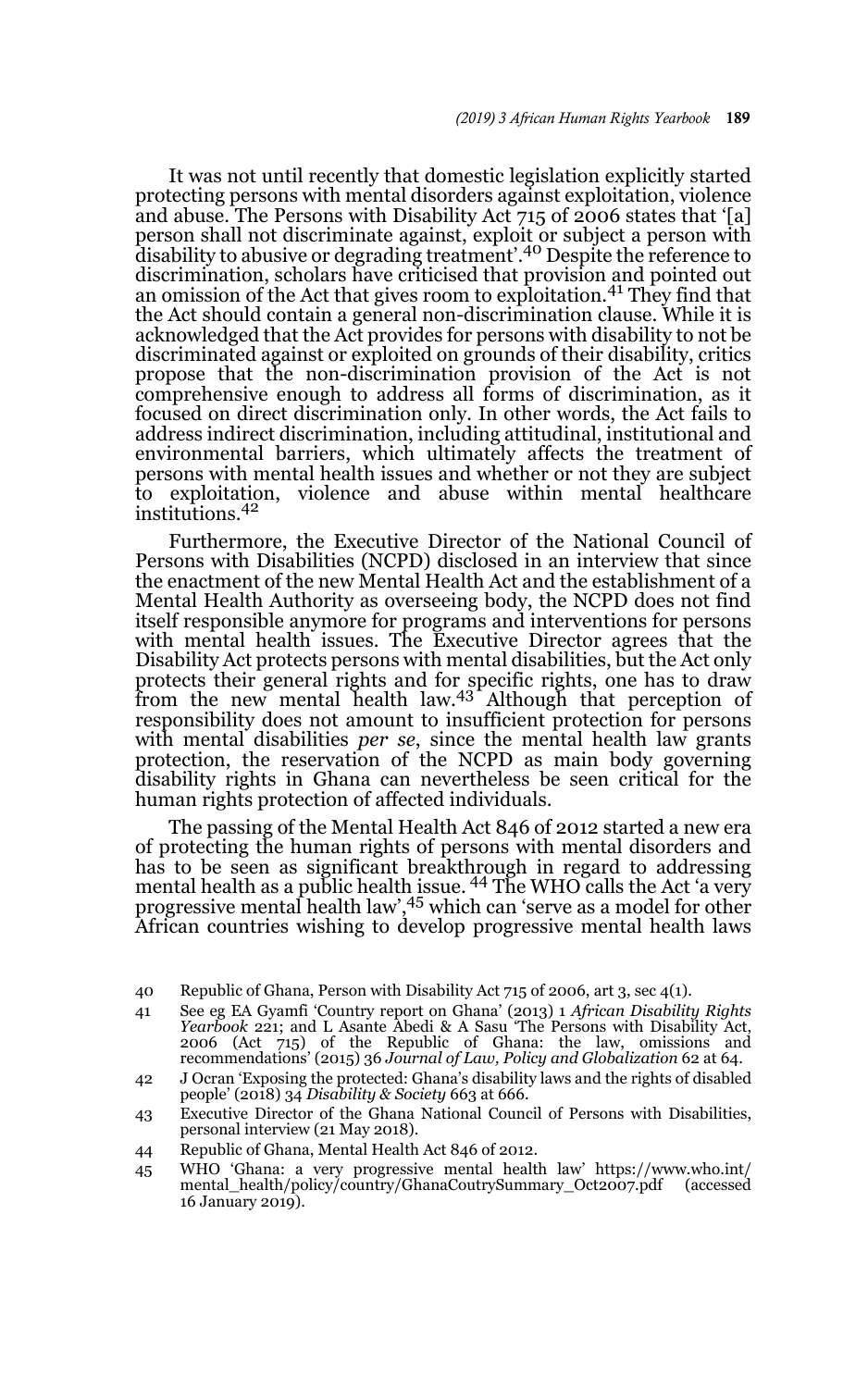It was not until recently that domestic legislation explicitly started protecting persons with mental disorders against exploitation, violence and abuse. The Persons with Disability Act 715 of 2006 states that '[a] person shall not discriminate against, exploit or subject a person with disability to abusive or degrading treatment'.[40] Despite the reference to discrimination, scholars have criticised that provision and pointed out an omission of the Act that gives room to exploitation.[41] They find that the Act should contain a general non-discrimination clause. While it is acknowledged that the Act provides for persons with disability to not be discriminated against or exploited on grounds of their disability, critics propose that the non-discrimination provision of the Act is not comprehensive enough to address all forms of discrimination, as it focused on direct discrimination only. In other words, the Act fails to address indirect discrimination, including attitudinal, institutional and environmental barriers, which ultimately affects the treatment of persons with mental health issues and whether or not they are subject to exploitation, violence and abuse within mental healthcare institutions.[42]

Furthermore, the Executive Director of the National Council of Persons with Disabilities (NCPD) disclosed in an interview that since the enactment of the new Mental Health Act and the establishment of a Mental Health Authority as overseeing body, the NCPD does not find itself responsible anymore for programs and interventions for persons with mental health issues. The Executive Director agrees that the Disability Act protects persons with mental disabilities, but the Act only protects their general rights and for specific rights, one has to draw from the new mental health law.[43] Although that perception of responsibility does not amount to insufficient protection for persons with mental disabilities *per se*, since the mental health law grants protection, the reservation of the NCPD as main body governing disability rights in Ghana can nevertheless be seen critical for the human rights protection of affected individuals.

The passing of the Mental Health Act 846 of 2012 started a new era of protecting the human rights of persons with mental disorders and has to be seen as significant breakthrough in regard to addressing mental health as a public health issue. [44] The WHO calls the Act 'a very progressive mental health law',[45] which can 'serve as a model for other African countries wishing to develop progressive mental health laws

40 Republic of Ghana, Person with Disability Act 715 of 2006, art 3, sec 4(1).

41 See eg EA Gyamfi 'Country report on Ghana' (2013) 1 *African Disability Rights Yearbook* 221; and L Asante Abedi & A Sasu 'The Persons with Disability Act, 2006 (Act 715) of the Republic of Ghana: the law, omissions and recommendations' (2015) 36 *Journal of Law, Policy and Globalization* 62 at 64.

42 J Ocran 'Exposing the protected: Ghana's disability laws and the rights of disabled people' (2018) 34 *Disability & Society* 663 at 666.

43 Executive Director of the Ghana National Council of Persons with Disabilities, personal interview (21 May 2018).

44 Republic of Ghana, Mental Health Act 846 of 2012.

45 WHO 'Ghana: a very progressive mental health law' https://www.who.int/mental_health/policy/country/GhanaCoutrySummary_Oct2007.pdf (accessed 16 January 2019).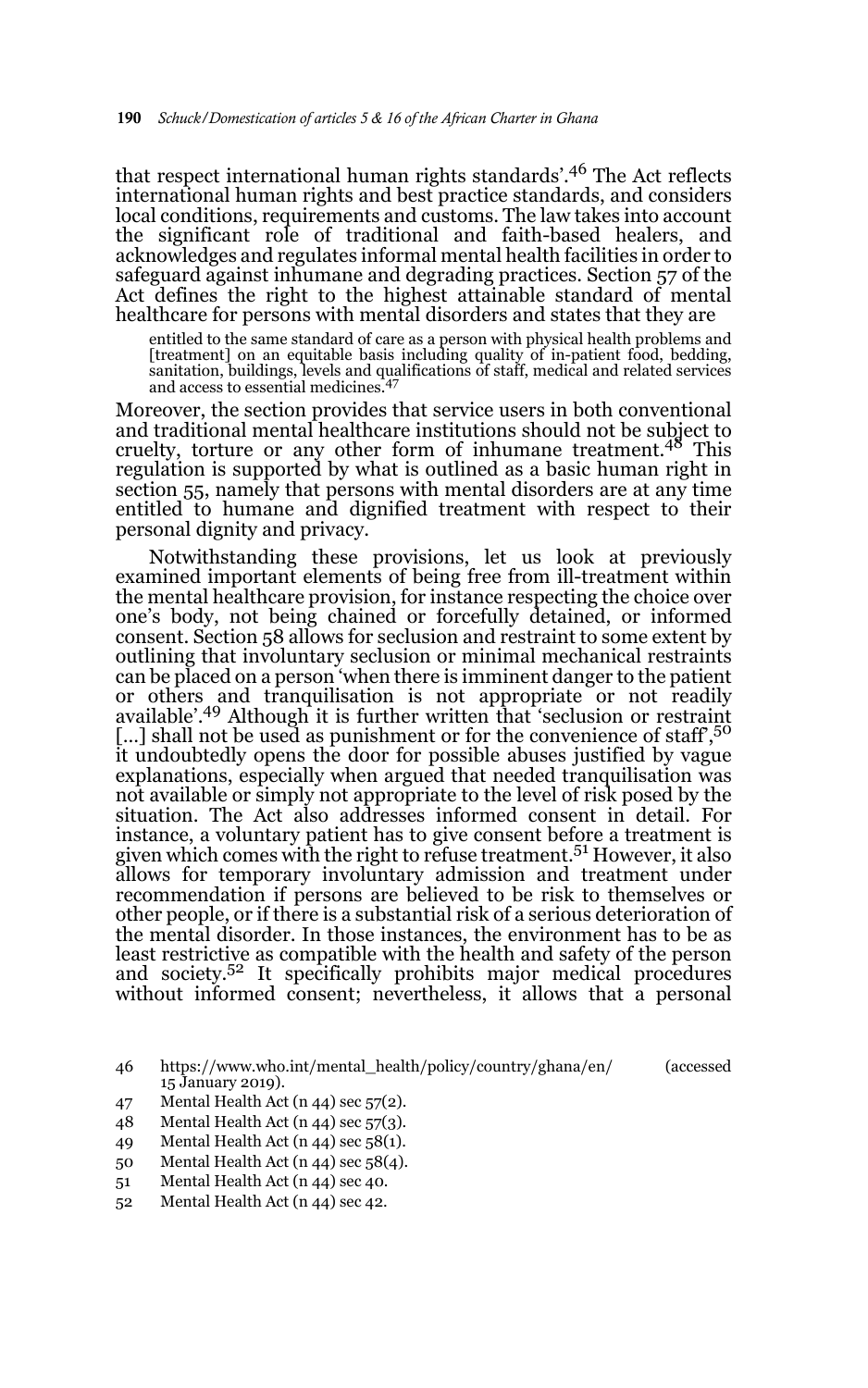that respect international human rights standards'.[46] The Act reflects international human rights and best practice standards, and considers local conditions, requirements and customs. The law takes into account the significant role of traditional and faith-based healers, and acknowledges and regulates informal mental health facilities in order to safeguard against inhumane and degrading practices. Section 57 of the Act defines the right to the highest attainable standard of mental healthcare for persons with mental disorders and states that they are

> entitled to the same standard of care as a person with physical health problems and [treatment] on an equitable basis including quality of in-patient food, bedding, sanitation, buildings, levels and qualifications of staff, medical and related services and access to essential medicines.[47]

Moreover, the section provides that service users in both conventional and traditional mental healthcare institutions should not be subject to cruelty, torture or any other form of inhumane treatment.[48] This regulation is supported by what is outlined as a basic human right in section 55, namely that persons with mental disorders are at any time entitled to humane and dignified treatment with respect to their personal dignity and privacy.

Notwithstanding these provisions, let us look at previously examined important elements of being free from ill-treatment within the mental healthcare provision, for instance respecting the choice over one's body, not being chained or forcefully detained, or informed consent. Section 58 allows for seclusion and restraint to some extent by outlining that involuntary seclusion or minimal mechanical restraints can be placed on a person 'when there is imminent danger to the patient or others and tranquilisation is not appropriate or not readily available'.[49] Although it is further written that 'seclusion or restraint [...] shall not be used as punishment or for the convenience of staff',[50] it undoubtedly opens the door for possible abuses justified by vague explanations, especially when argued that needed tranquilisation was not available or simply not appropriate to the level of risk posed by the situation. The Act also addresses informed consent in detail. For instance, a voluntary patient has to give consent before a treatment is given which comes with the right to refuse treatment.[51] However, it also allows for temporary involuntary admission and treatment under recommendation if persons are believed to be risk to themselves or other people, or if there is a substantial risk of a serious deterioration of the mental disorder. In those instances, the environment has to be as least restrictive as compatible with the health and safety of the person and society.[52] It specifically prohibits major medical procedures without informed consent; nevertheless, it allows that a personal

---

46 https://www.who.int/mental_health/policy/country/ghana/en/ (accessed 15 January 2019).

47 Mental Health Act (n 44) sec 57(2).

48 Mental Health Act (n 44) sec 57(3).

49 Mental Health Act (n 44) sec 58(1).

50 Mental Health Act (n 44) sec 58(4).

51 Mental Health Act (n 44) sec 40.

52 Mental Health Act (n 44) sec 42.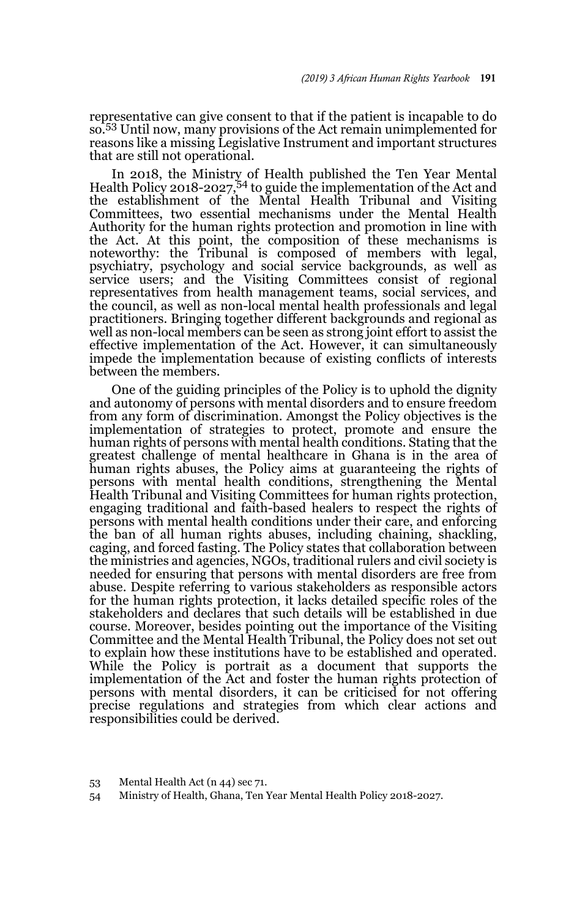representative can give consent to that if the patient is incapable to do so.[53] Until now, many provisions of the Act remain unimplemented for reasons like a missing Legislative Instrument and important structures that are still not operational.

In 2018, the Ministry of Health published the Ten Year Mental Health Policy 2018-2027,[54] to guide the implementation of the Act and the establishment of the Mental Health Tribunal and Visiting Committees, two essential mechanisms under the Mental Health Authority for the human rights protection and promotion in line with the Act. At this point, the composition of these mechanisms is noteworthy: the Tribunal is composed of members with legal, psychiatry, psychology and social service backgrounds, as well as service users; and the Visiting Committees consist of regional representatives from health management teams, social services, and the council, as well as non-local mental health professionals and legal practitioners. Bringing together different backgrounds and regional as well as non-local members can be seen as strong joint effort to assist the effective implementation of the Act. However, it can simultaneously impede the implementation because of existing conflicts of interests between the members.

One of the guiding principles of the Policy is to uphold the dignity and autonomy of persons with mental disorders and to ensure freedom from any form of discrimination. Amongst the Policy objectives is the implementation of strategies to protect, promote and ensure the human rights of persons with mental health conditions. Stating that the greatest challenge of mental healthcare in Ghana is in the area of human rights abuses, the Policy aims at guaranteeing the rights of persons with mental health conditions, strengthening the Mental Health Tribunal and Visiting Committees for human rights protection, engaging traditional and faith-based healers to respect the rights of persons with mental health conditions under their care, and enforcing the ban of all human rights abuses, including chaining, shackling, caging, and forced fasting. The Policy states that collaboration between the ministries and agencies, NGOs, traditional rulers and civil society is needed for ensuring that persons with mental disorders are free from abuse. Despite referring to various stakeholders as responsible actors for the human rights protection, it lacks detailed specific roles of the stakeholders and declares that such details will be established in due course. Moreover, besides pointing out the importance of the Visiting Committee and the Mental Health Tribunal, the Policy does not set out to explain how these institutions have to be established and operated. While the Policy is portrait as a document that supports the implementation of the Act and foster the human rights protection of persons with mental disorders, it can be criticised for not offering precise regulations and strategies from which clear actions and responsibilities could be derived.

53 Mental Health Act (n 44) sec 71.

54 Ministry of Health, Ghana, Ten Year Mental Health Policy 2018-2027.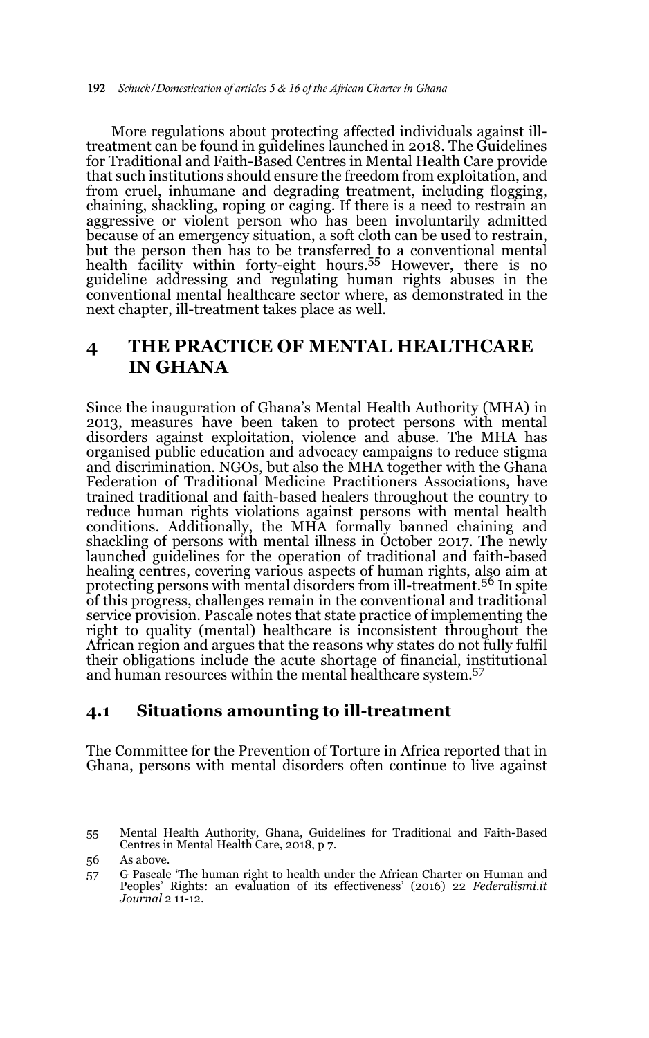More regulations about protecting affected individuals against ill-treatment can be found in guidelines launched in 2018. The Guidelines for Traditional and Faith-Based Centres in Mental Health Care provide that such institutions should ensure the freedom from exploitation, and from cruel, inhumane and degrading treatment, including flogging, chaining, shackling, roping or caging. If there is a need to restrain an aggressive or violent person who has been involuntarily admitted because of an emergency situation, a soft cloth can be used to restrain, but the person then has to be transferred to a conventional mental health facility within forty-eight hours.[55] However, there is no guideline addressing and regulating human rights abuses in the conventional mental healthcare sector where, as demonstrated in the next chapter, ill-treatment takes place as well.

## 4 THE PRACTICE OF MENTAL HEALTHCARE IN GHANA

Since the inauguration of Ghana's Mental Health Authority (MHA) in 2013, measures have been taken to protect persons with mental disorders against exploitation, violence and abuse. The MHA has organised public education and advocacy campaigns to reduce stigma and discrimination. NGOs, but also the MHA together with the Ghana Federation of Traditional Medicine Practitioners Associations, have trained traditional and faith-based healers throughout the country to reduce human rights violations against persons with mental health conditions. Additionally, the MHA formally banned chaining and shackling of persons with mental illness in October 2017. The newly launched guidelines for the operation of traditional and faith-based healing centres, covering various aspects of human rights, also aim at protecting persons with mental disorders from ill-treatment.[56] In spite of this progress, challenges remain in the conventional and traditional service provision. Pascale notes that state practice of implementing the right to quality (mental) healthcare is inconsistent throughout the African region and argues that the reasons why states do not fully fulfil their obligations include the acute shortage of financial, institutional and human resources within the mental healthcare system.[57]

### 4.1 Situations amounting to ill-treatment

The Committee for the Prevention of Torture in Africa reported that in Ghana, persons with mental disorders often continue to live against

55 Mental Health Authority, Ghana, Guidelines for Traditional and Faith-Based Centres in Mental Health Care, 2018, p 7.

56 As above.

57 G Pascale 'The human right to health under the African Charter on Human and Peoples' Rights: an evaluation of its effectiveness' (2016) 22 *Federalismi.it Journal* 2 11-12.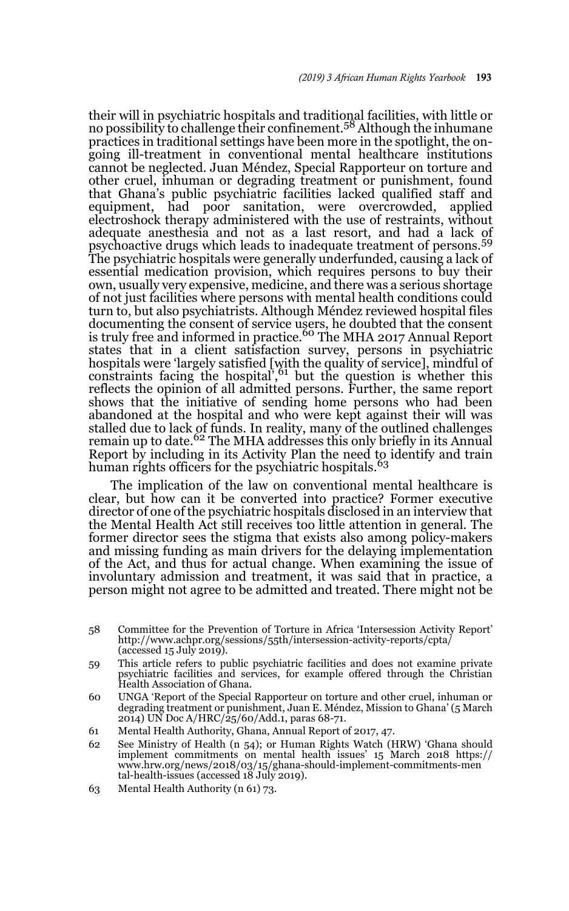their will in psychiatric hospitals and traditional facilities, with little or no possibility to challenge their confinement.[58] Although the inhumane practices in traditional settings have been more in the spotlight, the on-going ill-treatment in conventional mental healthcare institutions cannot be neglected. Juan Méndez, Special Rapporteur on torture and other cruel, inhuman or degrading treatment or punishment, found that Ghana's public psychiatric facilities lacked qualified staff and equipment, had poor sanitation, were overcrowded, applied electroshock therapy administered with the use of restraints, without adequate anesthesia and not as a last resort, and had a lack of psychoactive drugs which leads to inadequate treatment of persons.[59] The psychiatric hospitals were generally underfunded, causing a lack of essential medication provision, which requires persons to buy their own, usually very expensive, medicine, and there was a serious shortage of not just facilities where persons with mental health conditions could turn to, but also psychiatrists. Although Méndez reviewed hospital files documenting the consent of service users, he doubted that the consent is truly free and informed in practice.[60] The MHA 2017 Annual Report states that in a client satisfaction survey, persons in psychiatric hospitals were 'largely satisfied [with the quality of service], mindful of constraints facing the hospital',[61] but the question is whether this reflects the opinion of all admitted persons. Further, the same report shows that the initiative of sending home persons who had been abandoned at the hospital and who were kept against their will was stalled due to lack of funds. In reality, many of the outlined challenges remain up to date.[62] The MHA addresses this only briefly in its Annual Report by including in its Activity Plan the need to identify and train human rights officers for the psychiatric hospitals.[63]

The implication of the law on conventional mental healthcare is clear, but how can it be converted into practice? Former executive director of one of the psychiatric hospitals disclosed in an interview that the Mental Health Act still receives too little attention in general. The former director sees the stigma that exists also among policy-makers and missing funding as main drivers for the delaying implementation of the Act, and thus for actual change. When examining the issue of involuntary admission and treatment, it was said that in practice, a person might not agree to be admitted and treated. There might not be

58 Committee for the Prevention of Torture in Africa 'Intersession Activity Report' http://www.achpr.org/sessions/55th/intersession-activity-reports/cpta/ (accessed 15 July 2019).

59 This article refers to public psychiatric facilities and does not examine private psychiatric facilities and services, for example offered through the Christian Health Association of Ghana.

60 UNGA 'Report of the Special Rapporteur on torture and other cruel, inhuman or degrading treatment or punishment, Juan E. Méndez, Mission to Ghana' (5 March 2014) UN Doc A/HRC/25/60/Add.1, paras 68-71.

61 Mental Health Authority, Ghana, Annual Report of 2017, 47.

62 See Ministry of Health (n 54); or Human Rights Watch (HRW) 'Ghana should implement commitments on mental health issues' 15 March 2018 https://www.hrw.org/news/2018/03/15/ghana-should-implement-commitments-mental-health-issues (accessed 18 July 2019).

63 Mental Health Authority (n 61) 73.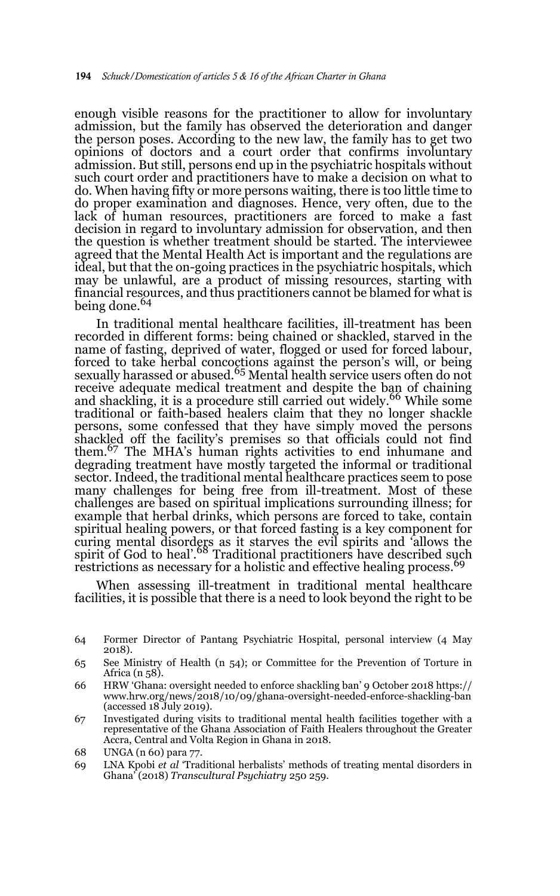enough visible reasons for the practitioner to allow for involuntary admission, but the family has observed the deterioration and danger the person poses. According to the new law, the family has to get two opinions of doctors and a court order that confirms involuntary admission. But still, persons end up in the psychiatric hospitals without such court order and practitioners have to make a decision on what to do. When having fifty or more persons waiting, there is too little time to do proper examination and diagnoses. Hence, very often, due to the lack of human resources, practitioners are forced to make a fast decision in regard to involuntary admission for observation, and then the question is whether treatment should be started. The interviewee agreed that the Mental Health Act is important and the regulations are ideal, but that the on-going practices in the psychiatric hospitals, which may be unlawful, are a product of missing resources, starting with financial resources, and thus practitioners cannot be blamed for what is being done.[64]

In traditional mental healthcare facilities, ill-treatment has been recorded in different forms: being chained or shackled, starved in the name of fasting, deprived of water, flogged or used for forced labour, forced to take herbal concoctions against the person's will, or being sexually harassed or abused.[65] Mental health service users often do not receive adequate medical treatment and despite the ban of chaining and shackling, it is a procedure still carried out widely.[66] While some traditional or faith-based healers claim that they no longer shackle persons, some confessed that they have simply moved the persons shackled off the facility's premises so that officials could not find them.[67] The MHA's human rights activities to end inhumane and degrading treatment have mostly targeted the informal or traditional sector. Indeed, the traditional mental healthcare practices seem to pose many challenges for being free from ill-treatment. Most of these challenges are based on spiritual implications surrounding illness; for example that herbal drinks, which persons are forced to take, contain spiritual healing powers, or that forced fasting is a key component for curing mental disorders as it starves the evil spirits and 'allows the spirit of God to heal'.[68] Traditional practitioners have described such restrictions as necessary for a holistic and effective healing process.[69]

When assessing ill-treatment in traditional mental healthcare facilities, it is possible that there is a need to look beyond the right to be

64 Former Director of Pantang Psychiatric Hospital, personal interview (4 May 2018).

65 See Ministry of Health (n 54); or Committee for the Prevention of Torture in Africa (n 58).

66 HRW 'Ghana: oversight needed to enforce shackling ban' 9 October 2018 https://www.hrw.org/news/2018/10/09/ghana-oversight-needed-enforce-shackling-ban (accessed 18 July 2019).

67 Investigated during visits to traditional mental health facilities together with a representative of the Ghana Association of Faith Healers throughout the Greater Accra, Central and Volta Region in Ghana in 2018.

68 UNGA (n 60) para 77.

69 LNA Kpobi *et al* 'Traditional herbalists' methods of treating mental disorders in Ghana' (2018) *Transcultural Psychiatry* 250 259.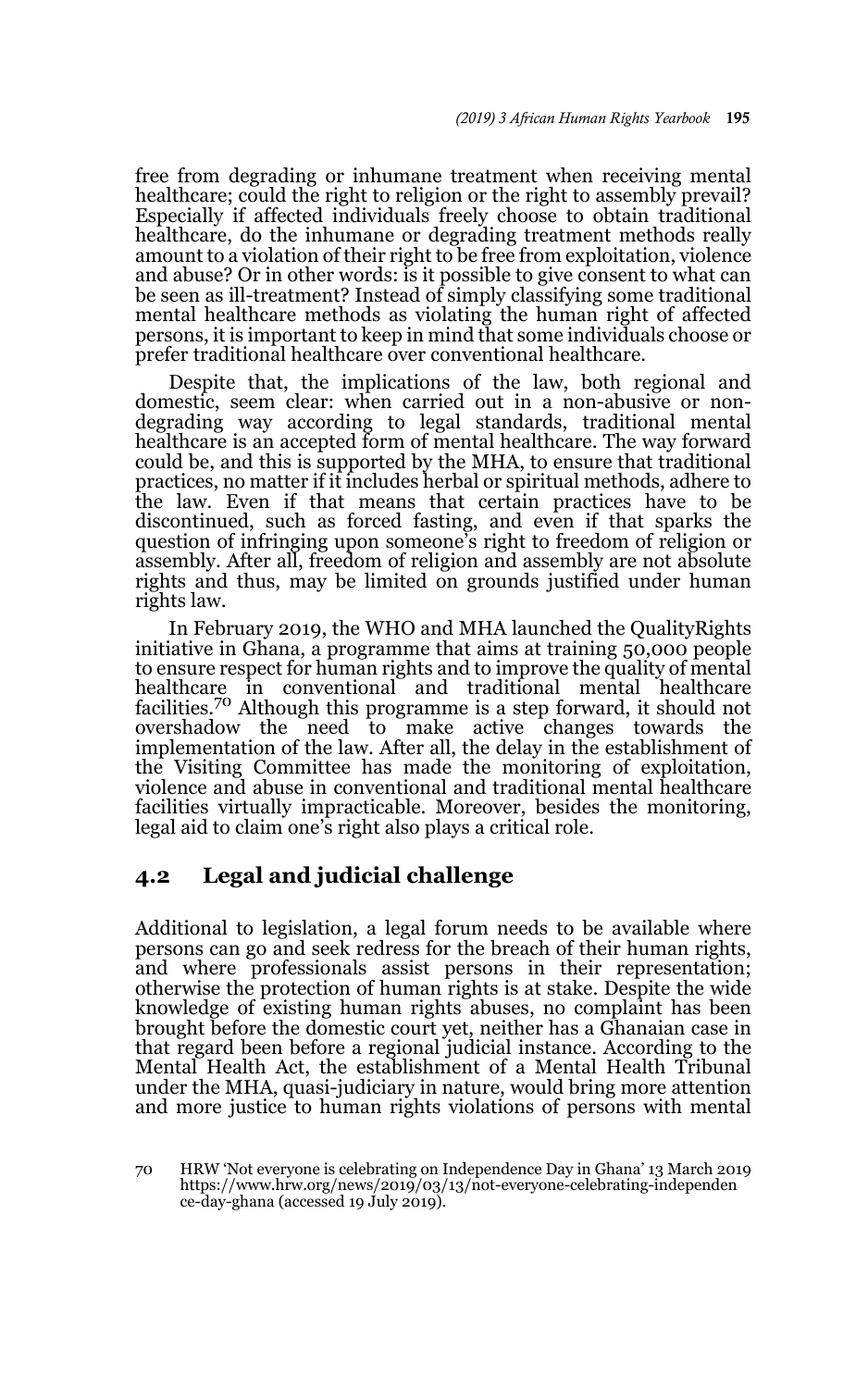free from degrading or inhumane treatment when receiving mental healthcare; could the right to religion or the right to assembly prevail? Especially if affected individuals freely choose to obtain traditional healthcare, do the inhumane or degrading treatment methods really amount to a violation of their right to be free from exploitation, violence and abuse? Or in other words: is it possible to give consent to what can be seen as ill-treatment? Instead of simply classifying some traditional mental healthcare methods as violating the human right of affected persons, it is important to keep in mind that some individuals choose or prefer traditional healthcare over conventional healthcare.

Despite that, the implications of the law, both regional and domestic, seem clear: when carried out in a non-abusive or non-degrading way according to legal standards, traditional mental healthcare is an accepted form of mental healthcare. The way forward could be, and this is supported by the MHA, to ensure that traditional practices, no matter if it includes herbal or spiritual methods, adhere to the law. Even if that means that certain practices have to be discontinued, such as forced fasting, and even if that sparks the question of infringing upon someone's right to freedom of religion or assembly. After all, freedom of religion and assembly are not absolute rights and thus, may be limited on grounds justified under human rights law.

In February 2019, the WHO and MHA launched the QualityRights initiative in Ghana, a programme that aims at training 50,000 people to ensure respect for human rights and to improve the quality of mental healthcare in conventional and traditional mental healthcare facilities.[70] Although this programme is a step forward, it should not overshadow the need to make active changes towards the implementation of the law. After all, the delay in the establishment of the Visiting Committee has made the monitoring of exploitation, violence and abuse in conventional and traditional mental healthcare facilities virtually impracticable. Moreover, besides the monitoring, legal aid to claim one's right also plays a critical role.

## 4.2 Legal and judicial challenge

Additional to legislation, a legal forum needs to be available where persons can go and seek redress for the breach of their human rights, and where professionals assist persons in their representation; otherwise the protection of human rights is at stake. Despite the wide knowledge of existing human rights abuses, no complaint has been brought before the domestic court yet, neither has a Ghanaian case in that regard been before a regional judicial instance. According to the Mental Health Act, the establishment of a Mental Health Tribunal under the MHA, quasi-judiciary in nature, would bring more attention and more justice to human rights violations of persons with mental

70 HRW 'Not everyone is celebrating on Independence Day in Ghana' 13 March 2019 https://www.hrw.org/news/2019/03/13/not-everyone-celebrating-independence-day-ghana (accessed 19 July 2019).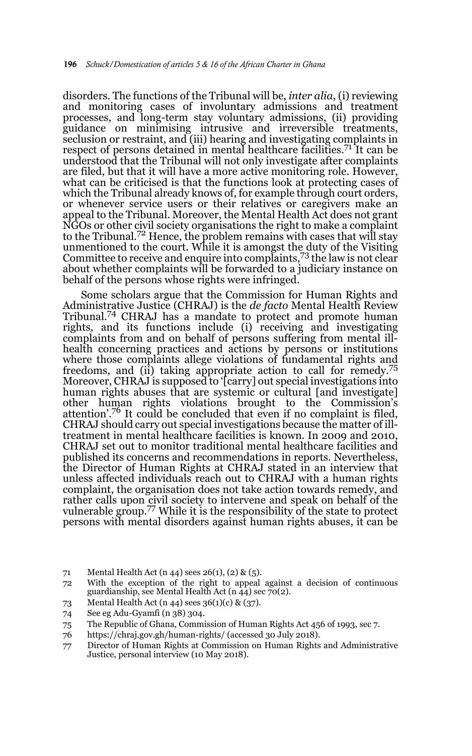disorders. The functions of the Tribunal will be, *inter alia*, (i) reviewing and monitoring cases of involuntary admissions and treatment processes, and long-term stay voluntary admissions, (ii) providing guidance on minimising intrusive and irreversible treatments, seclusion or restraint, and (iii) hearing and investigating complaints in respect of persons detained in mental healthcare facilities.[71] It can be understood that the Tribunal will not only investigate after complaints are filed, but that it will have a more active monitoring role. However, what can be criticised is that the functions look at protecting cases of which the Tribunal already knows of, for example through court orders, or whenever service users or their relatives or caregivers make an appeal to the Tribunal. Moreover, the Mental Health Act does not grant NGOs or other civil society organisations the right to make a complaint to the Tribunal.[72] Hence, the problem remains with cases that will stay unmentioned to the court. While it is amongst the duty of the Visiting Committee to receive and enquire into complaints,[73] the law is not clear about whether complaints will be forwarded to a judiciary instance on behalf of the persons whose rights were infringed.

Some scholars argue that the Commission for Human Rights and Administrative Justice (CHRAJ) is the *de facto* Mental Health Review Tribunal.[74] CHRAJ has a mandate to protect and promote human rights, and its functions include (i) receiving and investigating complaints from and on behalf of persons suffering from mental ill-health concerning practices and actions by persons or institutions where those complaints allege violations of fundamental rights and freedoms, and (ii) taking appropriate action to call for remedy.[75] Moreover, CHRAJ is supposed to '[carry] out special investigations into human rights abuses that are systemic or cultural [and investigate] other human rights violations brought to the Commission's attention'.[76] It could be concluded that even if no complaint is filed, CHRAJ should carry out special investigations because the matter of ill-treatment in mental healthcare facilities is known. In 2009 and 2010, CHRAJ set out to monitor traditional mental healthcare facilities and published its concerns and recommendations in reports. Nevertheless, the Director of Human Rights at CHRAJ stated in an interview that unless affected individuals reach out to CHRAJ with a human rights complaint, the organisation does not take action towards remedy, and rather calls upon civil society to intervene and speak on behalf of the vulnerable group.[77] While it is the responsibility of the state to protect persons with mental disorders against human rights abuses, it can be

71 Mental Health Act (n 44) secs 26(1), (2) & (5).

72 With the exception of the right to appeal against a decision of continuous guardianship, see Mental Health Act (n 44) sec 70(2).

73 Mental Health Act (n 44) secs 36(1)(c) & (37).

74 See eg Adu-Gyamfi (n 38) 304.

75 The Republic of Ghana, Commission of Human Rights Act 456 of 1993, sec 7.

76 https://chraj.gov.gh/human-rights/ (accessed 30 July 2018).

77 Director of Human Rights at Commission on Human Rights and Administrative Justice, personal interview (10 May 2018).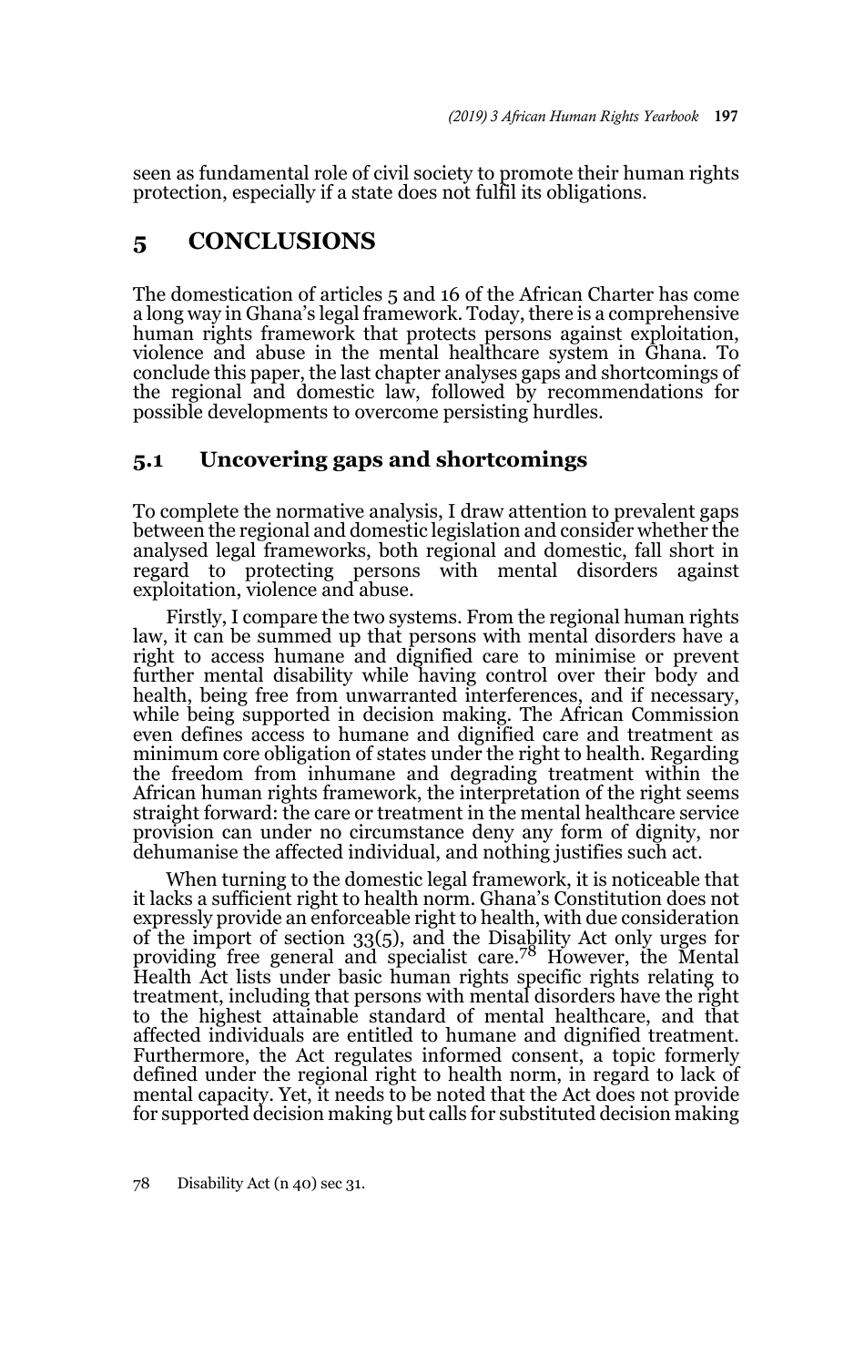seen as fundamental role of civil society to promote their human rights protection, especially if a state does not fulfil its obligations.

## 5 CONCLUSIONS

The domestication of articles 5 and 16 of the African Charter has come a long way in Ghana's legal framework. Today, there is a comprehensive human rights framework that protects persons against exploitation, violence and abuse in the mental healthcare system in Ghana. To conclude this paper, the last chapter analyses gaps and shortcomings of the regional and domestic law, followed by recommendations for possible developments to overcome persisting hurdles.

### 5.1 Uncovering gaps and shortcomings

To complete the normative analysis, I draw attention to prevalent gaps between the regional and domestic legislation and consider whether the analysed legal frameworks, both regional and domestic, fall short in regard to protecting persons with mental disorders against exploitation, violence and abuse.

Firstly, I compare the two systems. From the regional human rights law, it can be summed up that persons with mental disorders have a right to access humane and dignified care to minimise or prevent further mental disability while having control over their body and health, being free from unwarranted interferences, and if necessary, while being supported in decision making. The African Commission even defines access to humane and dignified care and treatment as minimum core obligation of states under the right to health. Regarding the freedom from inhumane and degrading treatment within the African human rights framework, the interpretation of the right seems straight forward: the care or treatment in the mental healthcare service provision can under no circumstance deny any form of dignity, nor dehumanise the affected individual, and nothing justifies such act.

When turning to the domestic legal framework, it is noticeable that it lacks a sufficient right to health norm. Ghana's Constitution does not expressly provide an enforceable right to health, with due consideration of the import of section 33(5), and the Disability Act only urges for providing free general and specialist care.[78] However, the Mental Health Act lists under basic human rights specific rights relating to treatment, including that persons with mental disorders have the right to the highest attainable standard of mental healthcare, and that affected individuals are entitled to humane and dignified treatment. Furthermore, the Act regulates informed consent, a topic formerly defined under the regional right to health norm, in regard to lack of mental capacity. Yet, it needs to be noted that the Act does not provide for supported decision making but calls for substituted decision making

78 Disability Act (n 40) sec 31.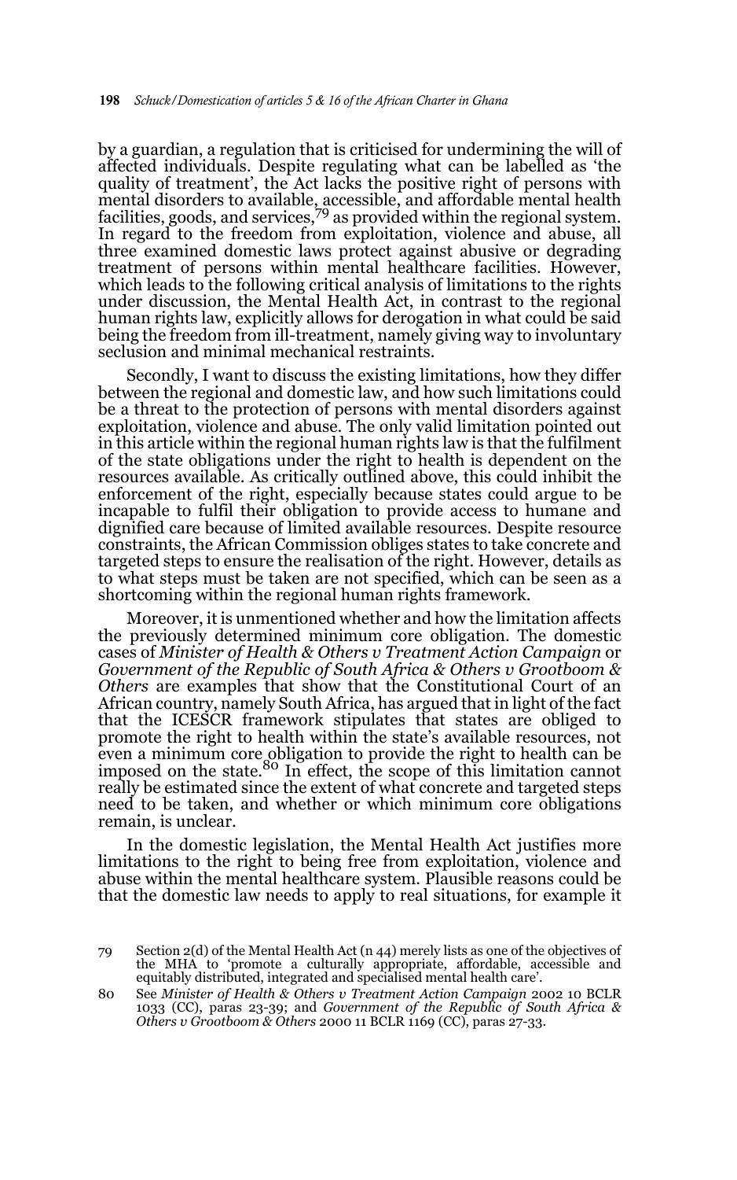by a guardian, a regulation that is criticised for undermining the will of affected individuals. Despite regulating what can be labelled as 'the quality of treatment', the Act lacks the positive right of persons with mental disorders to available, accessible, and affordable mental health facilities, goods, and services,[79] as provided within the regional system. In regard to the freedom from exploitation, violence and abuse, all three examined domestic laws protect against abusive or degrading treatment of persons within mental healthcare facilities. However, which leads to the following critical analysis of limitations to the rights under discussion, the Mental Health Act, in contrast to the regional human rights law, explicitly allows for derogation in what could be said being the freedom from ill-treatment, namely giving way to involuntary seclusion and minimal mechanical restraints.

Secondly, I want to discuss the existing limitations, how they differ between the regional and domestic law, and how such limitations could be a threat to the protection of persons with mental disorders against exploitation, violence and abuse. The only valid limitation pointed out in this article within the regional human rights law is that the fulfilment of the state obligations under the right to health is dependent on the resources available. As critically outlined above, this could inhibit the enforcement of the right, especially because states could argue to be incapable to fulfil their obligation to provide access to humane and dignified care because of limited available resources. Despite resource constraints, the African Commission obliges states to take concrete and targeted steps to ensure the realisation of the right. However, details as to what steps must be taken are not specified, which can be seen as a shortcoming within the regional human rights framework.

Moreover, it is unmentioned whether and how the limitation affects the previously determined minimum core obligation. The domestic cases of *Minister of Health & Others v Treatment Action Campaign* or *Government of the Republic of South Africa & Others v Grootboom & Others* are examples that show that the Constitutional Court of an African country, namely South Africa, has argued that in light of the fact that the ICESCR framework stipulates that states are obliged to promote the right to health within the state's available resources, not even a minimum core obligation to provide the right to health can be imposed on the state.[80] In effect, the scope of this limitation cannot really be estimated since the extent of what concrete and targeted steps need to be taken, and whether or which minimum core obligations remain, is unclear.

In the domestic legislation, the Mental Health Act justifies more limitations to the right to being free from exploitation, violence and abuse within the mental healthcare system. Plausible reasons could be that the domestic law needs to apply to real situations, for example it

---

79 Section 2(d) of the Mental Health Act (n 44) merely lists as one of the objectives of the MHA to 'promote a culturally appropriate, affordable, accessible and equitably distributed, integrated and specialised mental health care'.

80 See *Minister of Health & Others v Treatment Action Campaign* 2002 10 BCLR 1033 (CC), paras 23-39; and *Government of the Republic of South Africa & Others v Grootboom & Others* 2000 11 BCLR 1169 (CC), paras 27-33.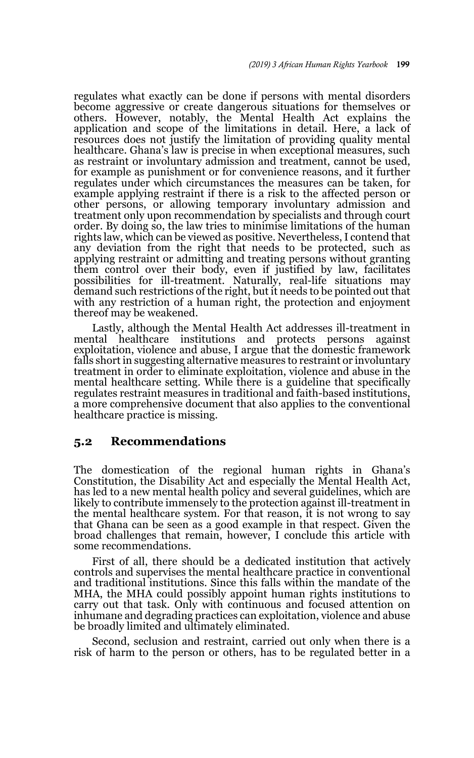regulates what exactly can be done if persons with mental disorders become aggressive or create dangerous situations for themselves or others. However, notably, the Mental Health Act explains the application and scope of the limitations in detail. Here, a lack of resources does not justify the limitation of providing quality mental healthcare. Ghana's law is precise in when exceptional measures, such as restraint or involuntary admission and treatment, cannot be used, for example as punishment or for convenience reasons, and it further regulates under which circumstances the measures can be taken, for example applying restraint if there is a risk to the affected person or other persons, or allowing temporary involuntary admission and treatment only upon recommendation by specialists and through court order. By doing so, the law tries to minimise limitations of the human rights law, which can be viewed as positive. Nevertheless, I contend that any deviation from the right that needs to be protected, such as applying restraint or admitting and treating persons without granting them control over their body, even if justified by law, facilitates possibilities for ill-treatment. Naturally, real-life situations may demand such restrictions of the right, but it needs to be pointed out that with any restriction of a human right, the protection and enjoyment thereof may be weakened.

Lastly, although the Mental Health Act addresses ill-treatment in mental healthcare institutions and protects persons against exploitation, violence and abuse, I argue that the domestic framework falls short in suggesting alternative measures to restraint or involuntary treatment in order to eliminate exploitation, violence and abuse in the mental healthcare setting. While there is a guideline that specifically regulates restraint measures in traditional and faith-based institutions, a more comprehensive document that also applies to the conventional healthcare practice is missing.

## 5.2 Recommendations

The domestication of the regional human rights in Ghana's Constitution, the Disability Act and especially the Mental Health Act, has led to a new mental health policy and several guidelines, which are likely to contribute immensely to the protection against ill-treatment in the mental healthcare system. For that reason, it is not wrong to say that Ghana can be seen as a good example in that respect. Given the broad challenges that remain, however, I conclude this article with some recommendations.

First of all, there should be a dedicated institution that actively controls and supervises the mental healthcare practice in conventional and traditional institutions. Since this falls within the mandate of the MHA, the MHA could possibly appoint human rights institutions to carry out that task. Only with continuous and focused attention on inhumane and degrading practices can exploitation, violence and abuse be broadly limited and ultimately eliminated.

Second, seclusion and restraint, carried out only when there is a risk of harm to the person or others, has to be regulated better in a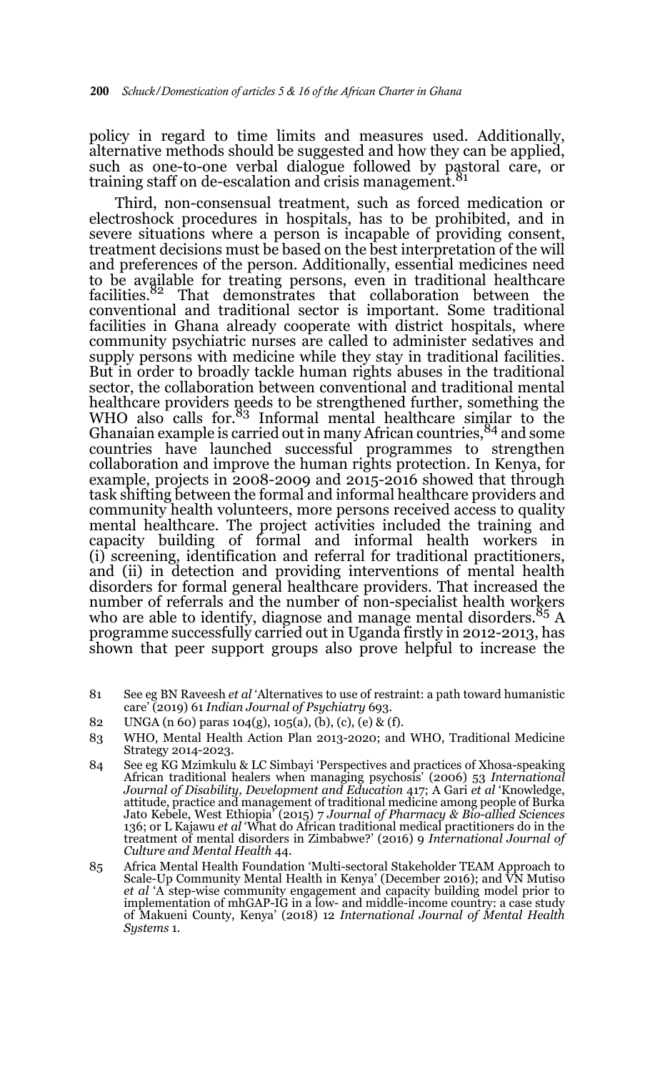policy in regard to time limits and measures used. Additionally, alternative methods should be suggested and how they can be applied, such as one-to-one verbal dialogue followed by pastoral care, or training staff on de-escalation and crisis management.[81]

Third, non-consensual treatment, such as forced medication or electroshock procedures in hospitals, has to be prohibited, and in severe situations where a person is incapable of providing consent, treatment decisions must be based on the best interpretation of the will and preferences of the person. Additionally, essential medicines need to be available for treating persons, even in traditional healthcare facilities.[82] That demonstrates that collaboration between the conventional and traditional sector is important. Some traditional facilities in Ghana already cooperate with district hospitals, where community psychiatric nurses are called to administer sedatives and supply persons with medicine while they stay in traditional facilities. But in order to broadly tackle human rights abuses in the traditional sector, the collaboration between conventional and traditional mental healthcare providers needs to be strengthened further, something the WHO also calls for.[83] Informal mental healthcare similar to the Ghanaian example is carried out in many African countries,[84] and some countries have launched successful programmes to strengthen collaboration and improve the human rights protection. In Kenya, for example, projects in 2008-2009 and 2015-2016 showed that through task shifting between the formal and informal healthcare providers and community health volunteers, more persons received access to quality mental healthcare. The project activities included the training and capacity building of formal and informal health workers in (i) screening, identification and referral for traditional practitioners, and (ii) in detection and providing interventions of mental health disorders for formal general healthcare providers. That increased the number of referrals and the number of non-specialist health workers who are able to identify, diagnose and manage mental disorders.[85] A programme successfully carried out in Uganda firstly in 2012-2013, has shown that peer support groups also prove helpful to increase the

81 See eg BN Raveesh *et al* 'Alternatives to use of restraint: a path toward humanistic care' (2019) 61 *Indian Journal of Psychiatry* 693.

82 UNGA (n 60) paras 104(g), 105(a), (b), (c), (e) & (f).

83 WHO, Mental Health Action Plan 2013-2020; and WHO, Traditional Medicine Strategy 2014-2023.

84 See eg KG Mzimkulu & LC Simbayi 'Perspectives and practices of Xhosa-speaking African traditional healers when managing psychosis' (2006) 53 *International Journal of Disability, Development and Education* 417; A Gari *et al* 'Knowledge, attitude, practice and management of traditional medicine among people of Burka Jato Kebele, West Ethiopia' (2015) 7 *Journal of Pharmacy & Bio-allied Sciences* 136; or L Kajawu *et al* 'What do African traditional medical practitioners do in the treatment of mental disorders in Zimbabwe?' (2016) 9 *International Journal of Culture and Mental Health* 44.

85 Africa Mental Health Foundation 'Multi-sectoral Stakeholder TEAM Approach to Scale-Up Community Mental Health in Kenya' (December 2016); and VN Mutiso *et al* 'A step-wise community engagement and capacity building model prior to implementation of mhGAP-IG in a low- and middle-income country: a case study of Makueni County, Kenya' (2018) 12 *International Journal of Mental Health Systems* 1.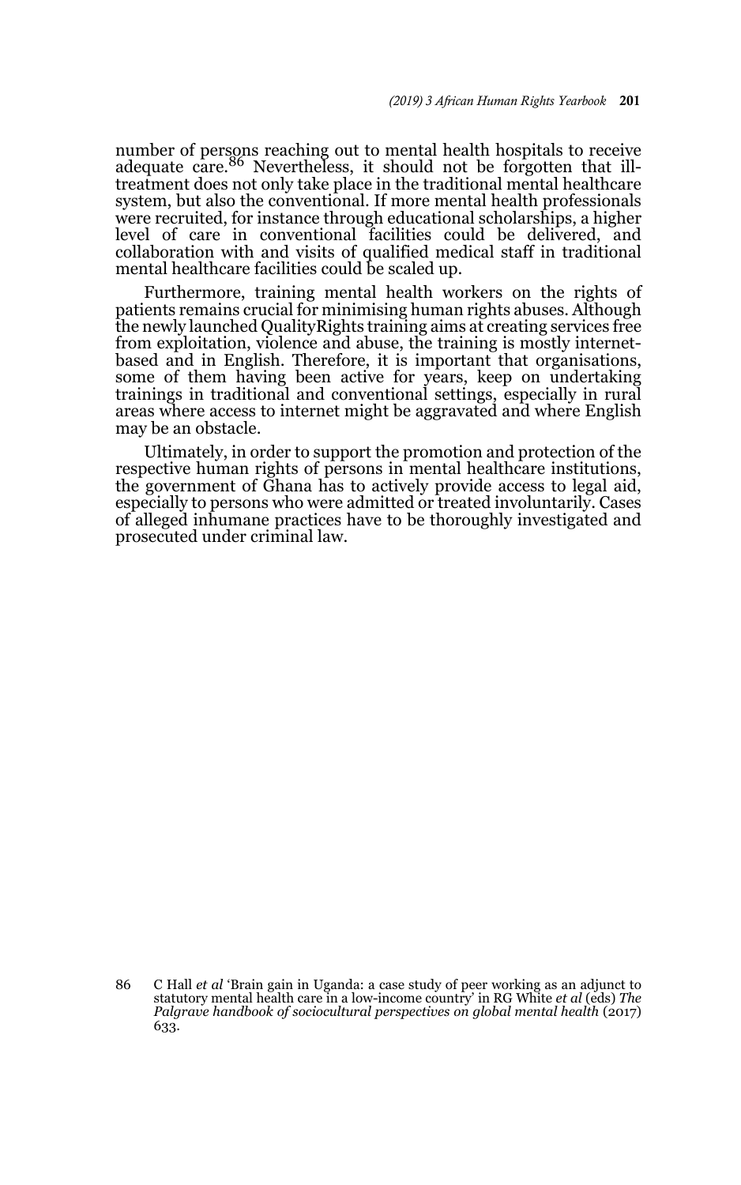number of persons reaching out to mental health hospitals to receive adequate care.[86] Nevertheless, it should not be forgotten that ill-treatment does not only take place in the traditional mental healthcare system, but also the conventional. If more mental health professionals were recruited, for instance through educational scholarships, a higher level of care in conventional facilities could be delivered, and collaboration with and visits of qualified medical staff in traditional mental healthcare facilities could be scaled up.

Furthermore, training mental health workers on the rights of patients remains crucial for minimising human rights abuses. Although the newly launched QualityRights training aims at creating services free from exploitation, violence and abuse, the training is mostly internet-based and in English. Therefore, it is important that organisations, some of them having been active for years, keep on undertaking trainings in traditional and conventional settings, especially in rural areas where access to internet might be aggravated and where English may be an obstacle.

Ultimately, in order to support the promotion and protection of the respective human rights of persons in mental healthcare institutions, the government of Ghana has to actively provide access to legal aid, especially to persons who were admitted or treated involuntarily. Cases of alleged inhumane practices have to be thoroughly investigated and prosecuted under criminal law.

86 C Hall *et al* 'Brain gain in Uganda: a case study of peer working as an adjunct to statutory mental health care in a low-income country' in RG White *et al* (eds) *The Palgrave handbook of sociocultural perspectives on global mental health* (2017) 633.